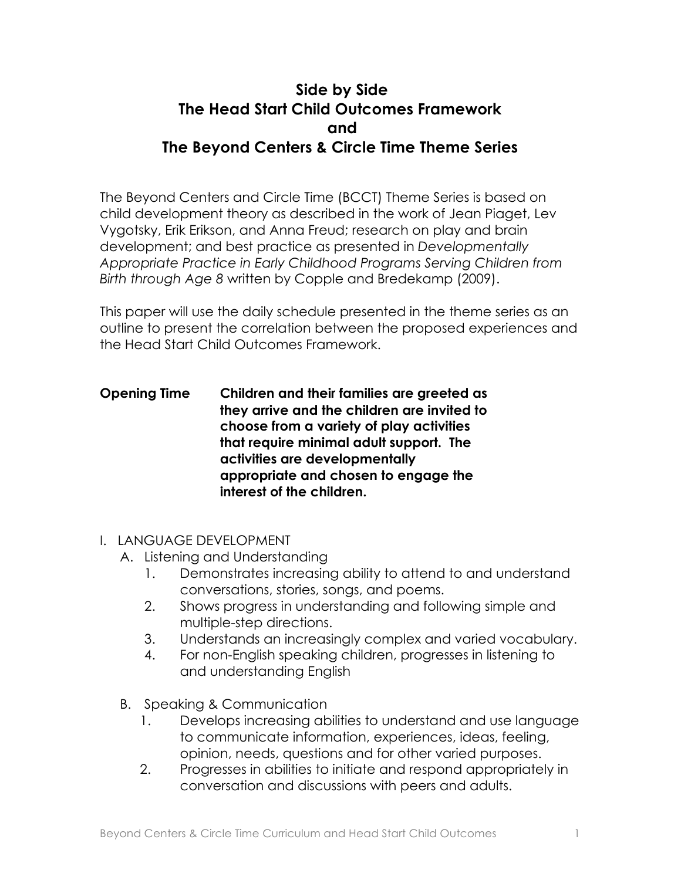# Side by Side
# The Head Start Child Outcomes Framework
# and
# The Beyond Centers & Circle Time Theme Series

The Beyond Centers and Circle Time (BCCT) Theme Series is based on child development theory as described in the work of Jean Piaget, Lev Vygotsky, Erik Erikson, and Anna Freud; research on play and brain development; and best practice as presented in *Developmentally Appropriate Practice in Early Childhood Programs Serving Children from Birth through Age 8* written by Copple and Bredekamp (2009).

This paper will use the daily schedule presented in the theme series as an outline to present the correlation between the proposed experiences and the Head Start Child Outcomes Framework.

**Opening Time** **Children and their families are greeted as they arrive and the children are invited to choose from a variety of play activities that require minimal adult support. The activities are developmentally appropriate and chosen to engage the interest of the children.**

I. LANGUAGE DEVELOPMENT

A. Listening and Understanding

1. Demonstrates increasing ability to attend to and understand conversations, stories, songs, and poems.
2. Shows progress in understanding and following simple and multiple-step directions.
3. Understands an increasingly complex and varied vocabulary.
4. For non-English speaking children, progresses in listening to and understanding English

B. Speaking & Communication

1. Develops increasing abilities to understand and use language to communicate information, experiences, ideas, feeling, opinion, needs, questions and for other varied purposes.
2. Progresses in abilities to initiate and respond appropriately in conversation and discussions with peers and adults.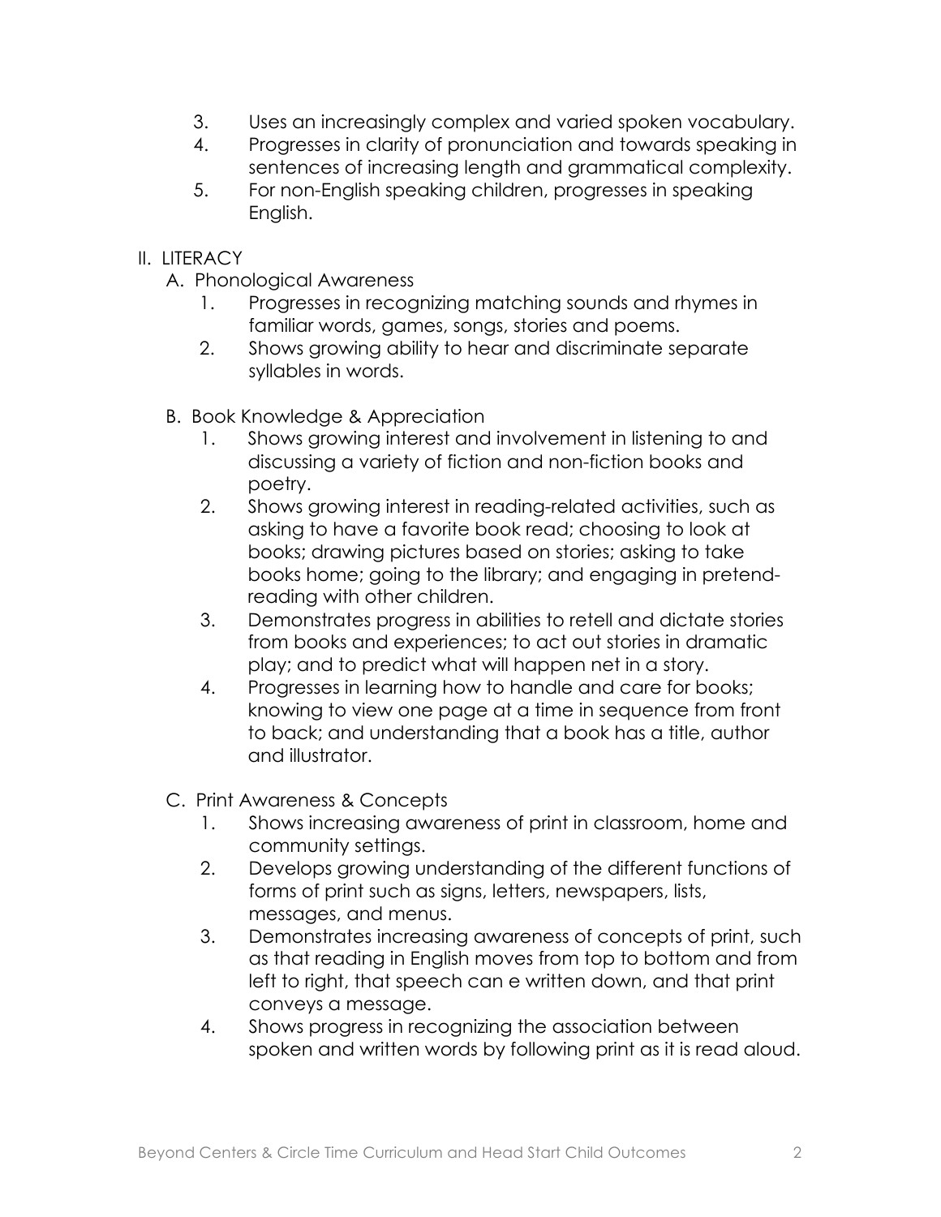3. Uses an increasingly complex and varied spoken vocabulary.
4. Progresses in clarity of pronunciation and towards speaking in sentences of increasing length and grammatical complexity.
5. For non-English speaking children, progresses in speaking English.

II. LITERACY

A. Phonological Awareness

1. Progresses in recognizing matching sounds and rhymes in familiar words, games, songs, stories and poems.
2. Shows growing ability to hear and discriminate separate syllables in words.

B. Book Knowledge & Appreciation

1. Shows growing interest and involvement in listening to and discussing a variety of fiction and non-fiction books and poetry.
2. Shows growing interest in reading-related activities, such as asking to have a favorite book read; choosing to look at books; drawing pictures based on stories; asking to take books home; going to the library; and engaging in pretend-reading with other children.
3. Demonstrates progress in abilities to retell and dictate stories from books and experiences; to act out stories in dramatic play; and to predict what will happen net in a story.
4. Progresses in learning how to handle and care for books; knowing to view one page at a time in sequence from front to back; and understanding that a book has a title, author and illustrator.

C. Print Awareness & Concepts

1. Shows increasing awareness of print in classroom, home and community settings.
2. Develops growing understanding of the different functions of forms of print such as signs, letters, newspapers, lists, messages, and menus.
3. Demonstrates increasing awareness of concepts of print, such as that reading in English moves from top to bottom and from left to right, that speech can e written down, and that print conveys a message.
4. Shows progress in recognizing the association between spoken and written words by following print as it is read aloud.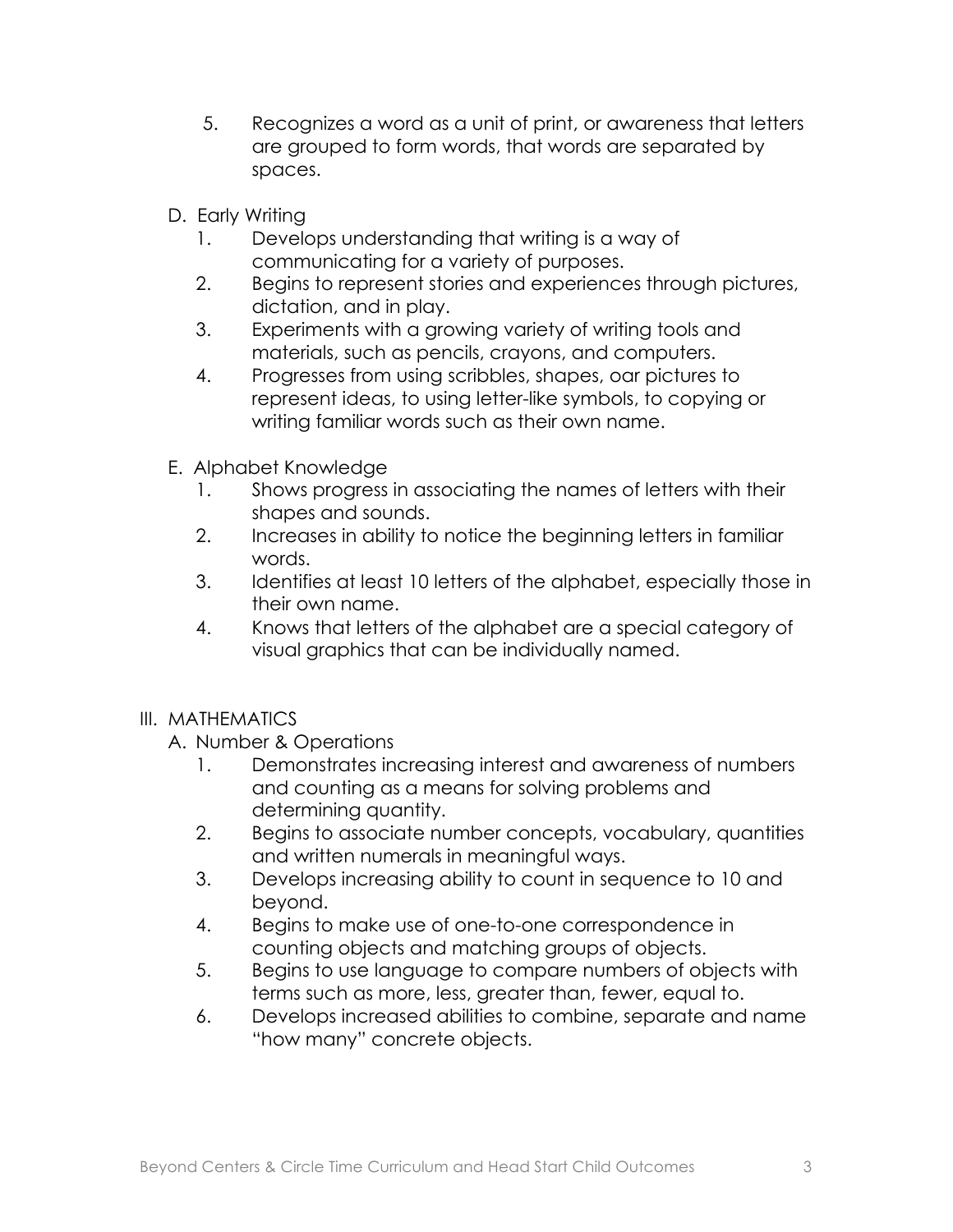5. Recognizes a word as a unit of print, or awareness that letters are grouped to form words, that words are separated by spaces.

D. Early Writing
   1. Develops understanding that writing is a way of communicating for a variety of purposes.
   2. Begins to represent stories and experiences through pictures, dictation, and in play.
   3. Experiments with a growing variety of writing tools and materials, such as pencils, crayons, and computers.
   4. Progresses from using scribbles, shapes, oar pictures to represent ideas, to using letter-like symbols, to copying or writing familiar words such as their own name.

E. Alphabet Knowledge
   1. Shows progress in associating the names of letters with their shapes and sounds.
   2. Increases in ability to notice the beginning letters in familiar words.
   3. Identifies at least 10 letters of the alphabet, especially those in their own name.
   4. Knows that letters of the alphabet are a special category of visual graphics that can be individually named.

III. MATHEMATICS

A. Number & Operations
   1. Demonstrates increasing interest and awareness of numbers and counting as a means for solving problems and determining quantity.
   2. Begins to associate number concepts, vocabulary, quantities and written numerals in meaningful ways.
   3. Develops increasing ability to count in sequence to 10 and beyond.
   4. Begins to make use of one-to-one correspondence in counting objects and matching groups of objects.
   5. Begins to use language to compare numbers of objects with terms such as more, less, greater than, fewer, equal to.
   6. Develops increased abilities to combine, separate and name "how many" concrete objects.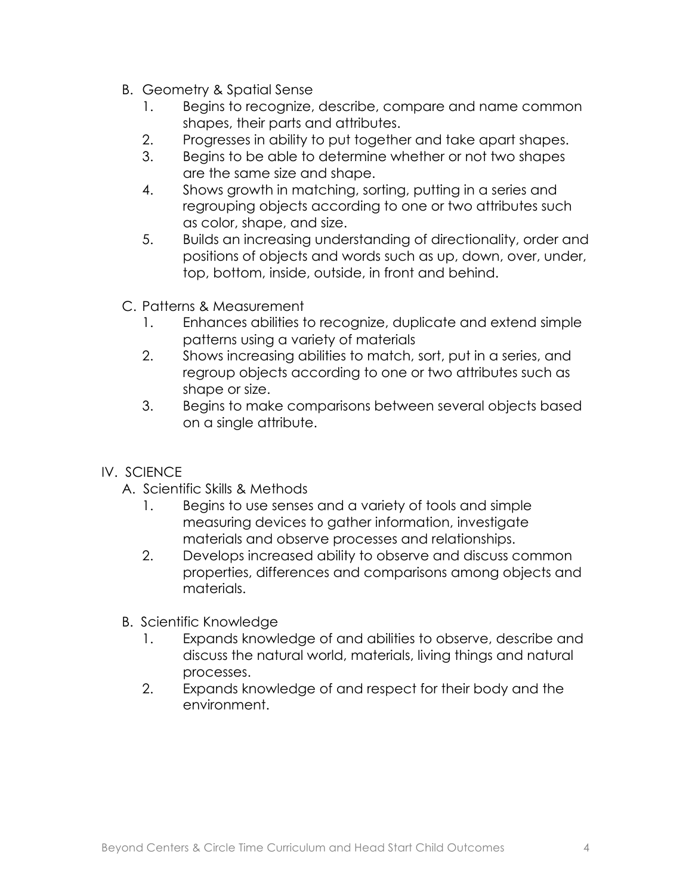B. Geometry & Spatial Sense

1. Begins to recognize, describe, compare and name common shapes, their parts and attributes.
2. Progresses in ability to put together and take apart shapes.
3. Begins to be able to determine whether or not two shapes are the same size and shape.
4. Shows growth in matching, sorting, putting in a series and regrouping objects according to one or two attributes such as color, shape, and size.
5. Builds an increasing understanding of directionality, order and positions of objects and words such as up, down, over, under, top, bottom, inside, outside, in front and behind.

C. Patterns & Measurement

1. Enhances abilities to recognize, duplicate and extend simple patterns using a variety of materials
2. Shows increasing abilities to match, sort, put in a series, and regroup objects according to one or two attributes such as shape or size.
3. Begins to make comparisons between several objects based on a single attribute.

IV. SCIENCE

A. Scientific Skills & Methods

1. Begins to use senses and a variety of tools and simple measuring devices to gather information, investigate materials and observe processes and relationships.
2. Develops increased ability to observe and discuss common properties, differences and comparisons among objects and materials.

B. Scientific Knowledge

1. Expands knowledge of and abilities to observe, describe and discuss the natural world, materials, living things and natural processes.
2. Expands knowledge of and respect for their body and the environment.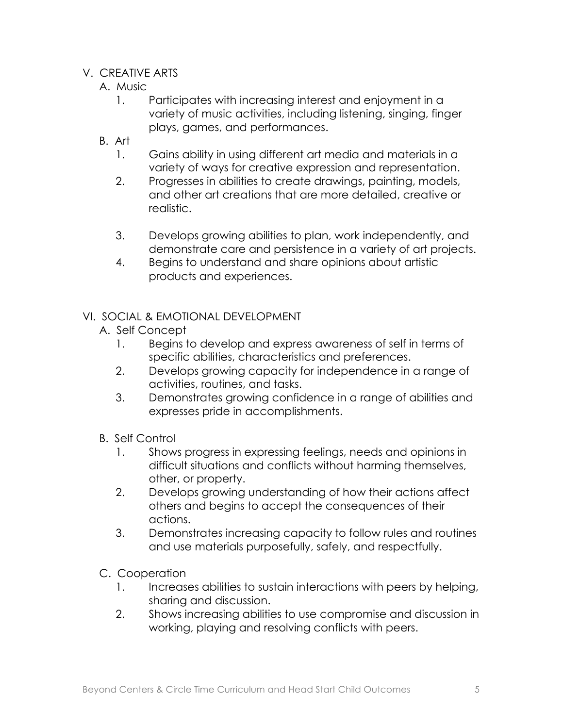V. CREATIVE ARTS

A. Music

1. Participates with increasing interest and enjoyment in a variety of music activities, including listening, singing, finger plays, games, and performances.

B. Art

1. Gains ability in using different art media and materials in a variety of ways for creative expression and representation.
2. Progresses in abilities to create drawings, painting, models, and other art creations that are more detailed, creative or realistic.
3. Develops growing abilities to plan, work independently, and demonstrate care and persistence in a variety of art projects.
4. Begins to understand and share opinions about artistic products and experiences.

VI. SOCIAL & EMOTIONAL DEVELOPMENT

A. Self Concept

1. Begins to develop and express awareness of self in terms of specific abilities, characteristics and preferences.
2. Develops growing capacity for independence in a range of activities, routines, and tasks.
3. Demonstrates growing confidence in a range of abilities and expresses pride in accomplishments.

B. Self Control

1. Shows progress in expressing feelings, needs and opinions in difficult situations and conflicts without harming themselves, other, or property.
2. Develops growing understanding of how their actions affect others and begins to accept the consequences of their actions.
3. Demonstrates increasing capacity to follow rules and routines and use materials purposefully, safely, and respectfully.

C. Cooperation

1. Increases abilities to sustain interactions with peers by helping, sharing and discussion.
2. Shows increasing abilities to use compromise and discussion in working, playing and resolving conflicts with peers.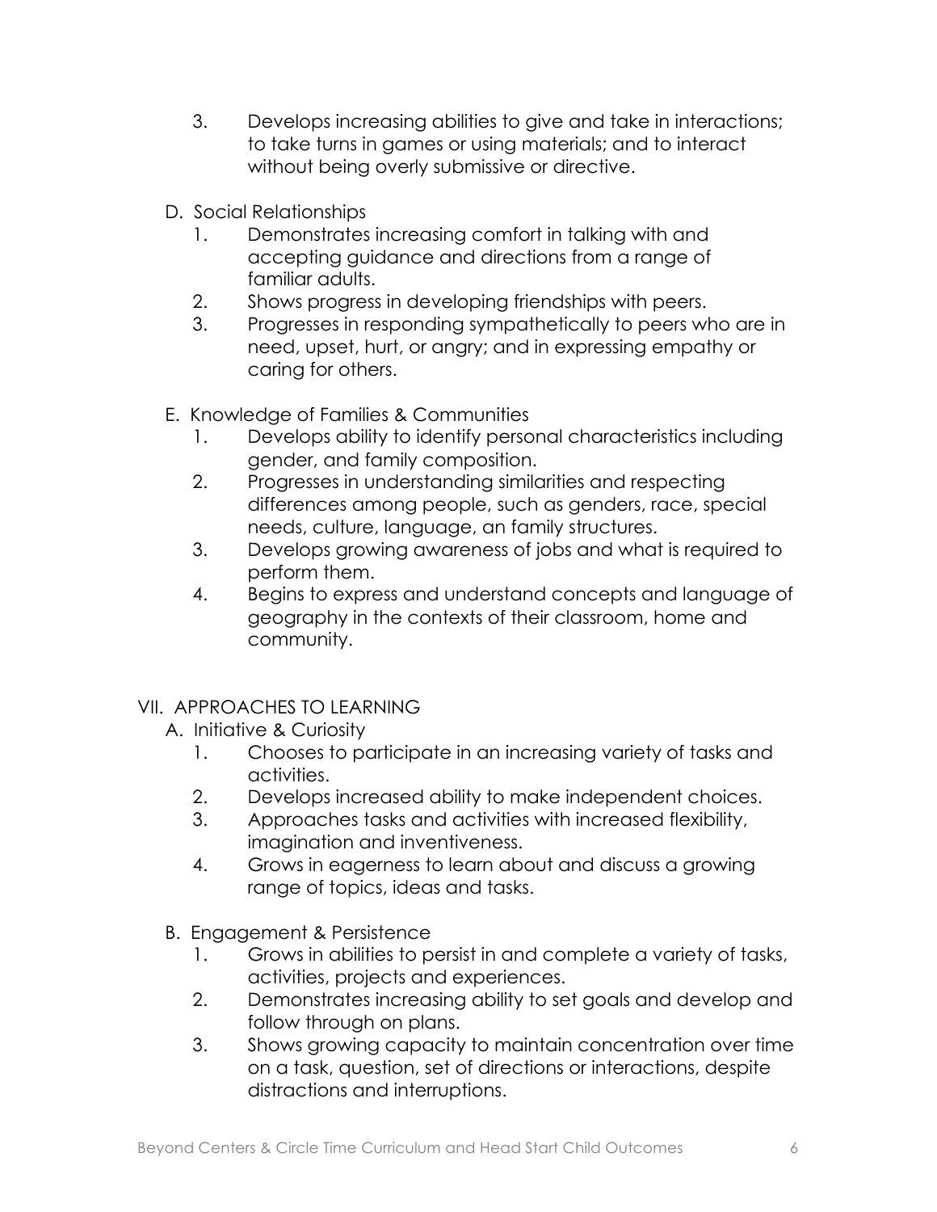3. Develops increasing abilities to give and take in interactions; to take turns in games or using materials; and to interact without being overly submissive or directive.

D. Social Relationships

1. Demonstrates increasing comfort in talking with and accepting guidance and directions from a range of familiar adults.
2. Shows progress in developing friendships with peers.
3. Progresses in responding sympathetically to peers who are in need, upset, hurt, or angry; and in expressing empathy or caring for others.

E. Knowledge of Families & Communities

1. Develops ability to identify personal characteristics including gender, and family composition.
2. Progresses in understanding similarities and respecting differences among people, such as genders, race, special needs, culture, language, an family structures.
3. Develops growing awareness of jobs and what is required to perform them.
4. Begins to express and understand concepts and language of geography in the contexts of their classroom, home and community.

VII. APPROACHES TO LEARNING

A. Initiative & Curiosity

1. Chooses to participate in an increasing variety of tasks and activities.
2. Develops increased ability to make independent choices.
3. Approaches tasks and activities with increased flexibility, imagination and inventiveness.
4. Grows in eagerness to learn about and discuss a growing range of topics, ideas and tasks.

B. Engagement & Persistence

1. Grows in abilities to persist in and complete a variety of tasks, activities, projects and experiences.
2. Demonstrates increasing ability to set goals and develop and follow through on plans.
3. Shows growing capacity to maintain concentration over time on a task, question, set of directions or interactions, despite distractions and interruptions.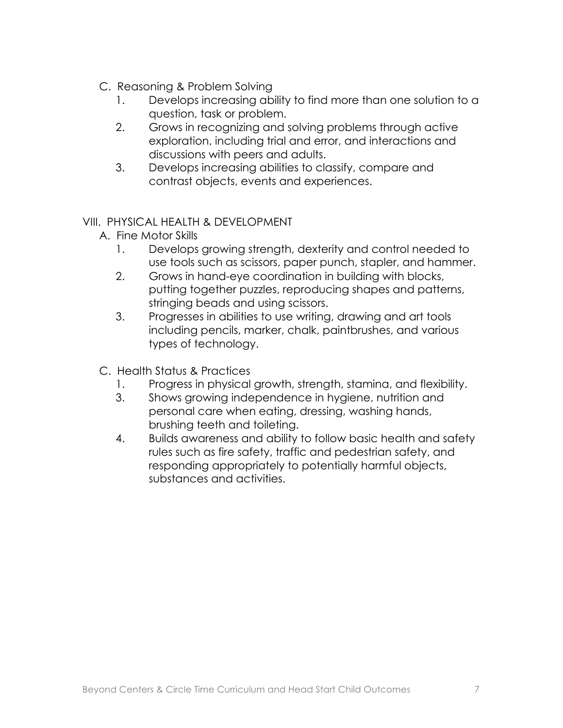C. Reasoning & Problem Solving

1. Develops increasing ability to find more than one solution to a question, task or problem.
2. Grows in recognizing and solving problems through active exploration, including trial and error, and interactions and discussions with peers and adults.
3. Develops increasing abilities to classify, compare and contrast objects, events and experiences.

VIII. PHYSICAL HEALTH & DEVELOPMENT

A. Fine Motor Skills

1. Develops growing strength, dexterity and control needed to use tools such as scissors, paper punch, stapler, and hammer.
2. Grows in hand-eye coordination in building with blocks, putting together puzzles, reproducing shapes and patterns, stringing beads and using scissors.
3. Progresses in abilities to use writing, drawing and art tools including pencils, marker, chalk, paintbrushes, and various types of technology.

C. Health Status & Practices

1. Progress in physical growth, strength, stamina, and flexibility.

3. Shows growing independence in hygiene, nutrition and personal care when eating, dressing, washing hands, brushing teeth and toileting.
4. Builds awareness and ability to follow basic health and safety rules such as fire safety, traffic and pedestrian safety, and responding appropriately to potentially harmful objects, substances and activities.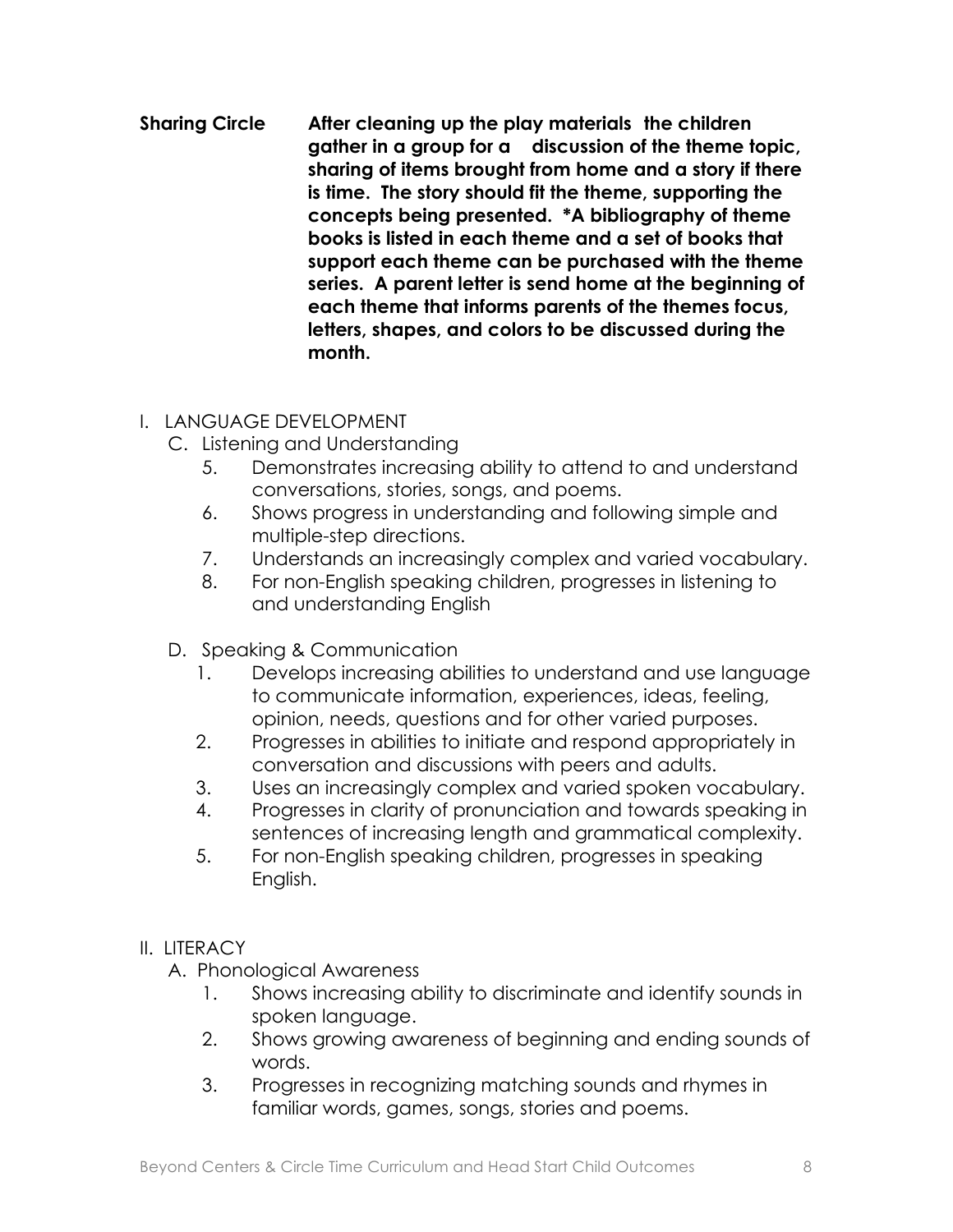**Sharing Circle** **After cleaning up the play materials the children gather in a group for a discussion of the theme topic, sharing of items brought from home and a story if there is time. The story should fit the theme, supporting the concepts being presented. *A bibliography of theme books is listed in each theme and a set of books that support each theme can be purchased with the theme series. A parent letter is send home at the beginning of each theme that informs parents of the themes focus, letters, shapes, and colors to be discussed during the month.**

I. LANGUAGE DEVELOPMENT

C. Listening and Understanding

5. Demonstrates increasing ability to attend to and understand conversations, stories, songs, and poems.
6. Shows progress in understanding and following simple and multiple-step directions.
7. Understands an increasingly complex and varied vocabulary.
8. For non-English speaking children, progresses in listening to and understanding English

D. Speaking & Communication

1. Develops increasing abilities to understand and use language to communicate information, experiences, ideas, feeling, opinion, needs, questions and for other varied purposes.
2. Progresses in abilities to initiate and respond appropriately in conversation and discussions with peers and adults.
3. Uses an increasingly complex and varied spoken vocabulary.
4. Progresses in clarity of pronunciation and towards speaking in sentences of increasing length and grammatical complexity.
5. For non-English speaking children, progresses in speaking English.

II. LITERACY

A. Phonological Awareness

1. Shows increasing ability to discriminate and identify sounds in spoken language.
2. Shows growing awareness of beginning and ending sounds of words.
3. Progresses in recognizing matching sounds and rhymes in familiar words, games, songs, stories and poems.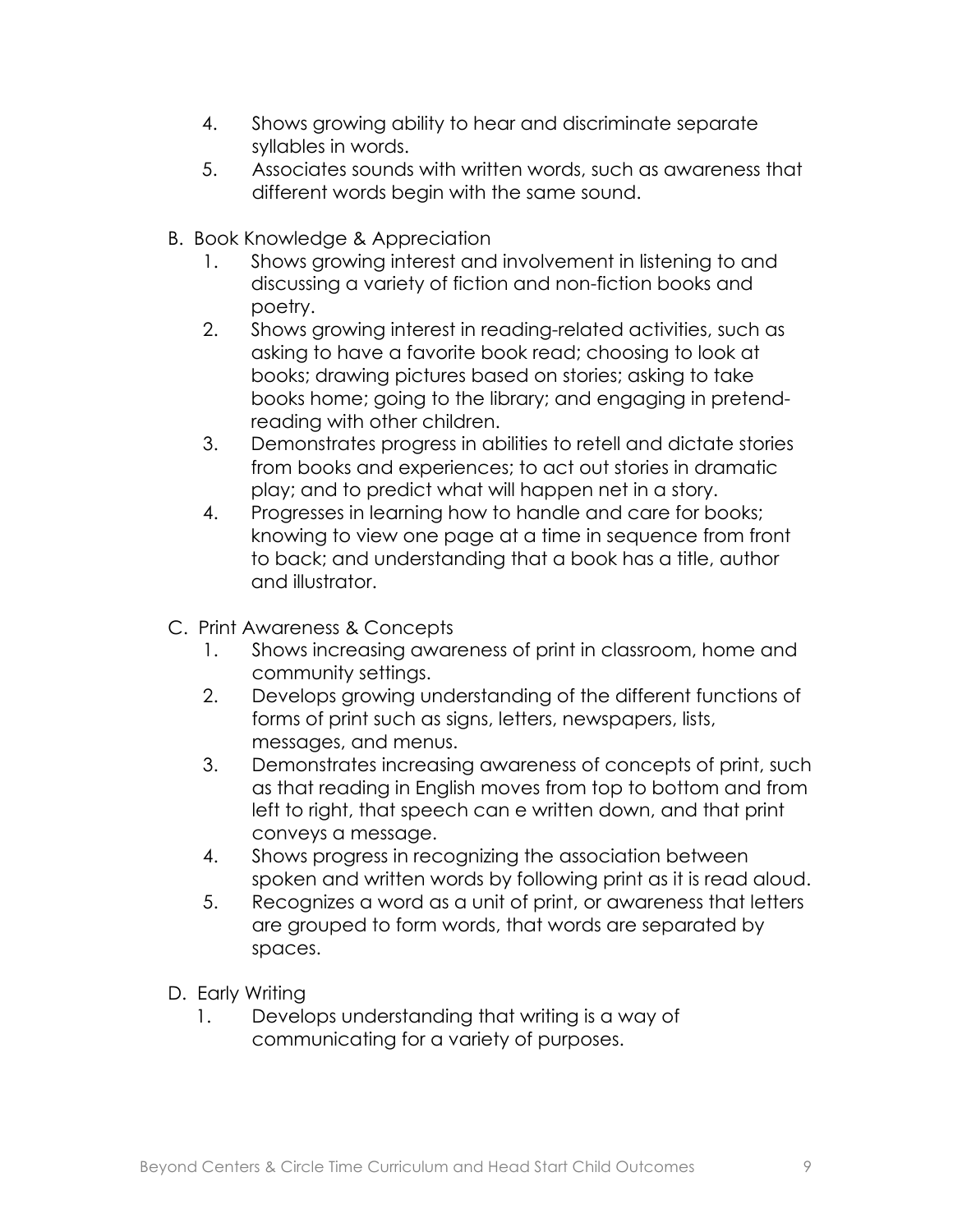4. Shows growing ability to hear and discriminate separate syllables in words.
5. Associates sounds with written words, such as awareness that different words begin with the same sound.

B. Book Knowledge & Appreciation
1. Shows growing interest and involvement in listening to and discussing a variety of fiction and non-fiction books and poetry.
2. Shows growing interest in reading-related activities, such as asking to have a favorite book read; choosing to look at books; drawing pictures based on stories; asking to take books home; going to the library; and engaging in pretend-reading with other children.
3. Demonstrates progress in abilities to retell and dictate stories from books and experiences; to act out stories in dramatic play; and to predict what will happen net in a story.
4. Progresses in learning how to handle and care for books; knowing to view one page at a time in sequence from front to back; and understanding that a book has a title, author and illustrator.

C. Print Awareness & Concepts
1. Shows increasing awareness of print in classroom, home and community settings.
2. Develops growing understanding of the different functions of forms of print such as signs, letters, newspapers, lists, messages, and menus.
3. Demonstrates increasing awareness of concepts of print, such as that reading in English moves from top to bottom and from left to right, that speech can e written down, and that print conveys a message.
4. Shows progress in recognizing the association between spoken and written words by following print as it is read aloud.
5. Recognizes a word as a unit of print, or awareness that letters are grouped to form words, that words are separated by spaces.

D. Early Writing
1. Develops understanding that writing is a way of communicating for a variety of purposes.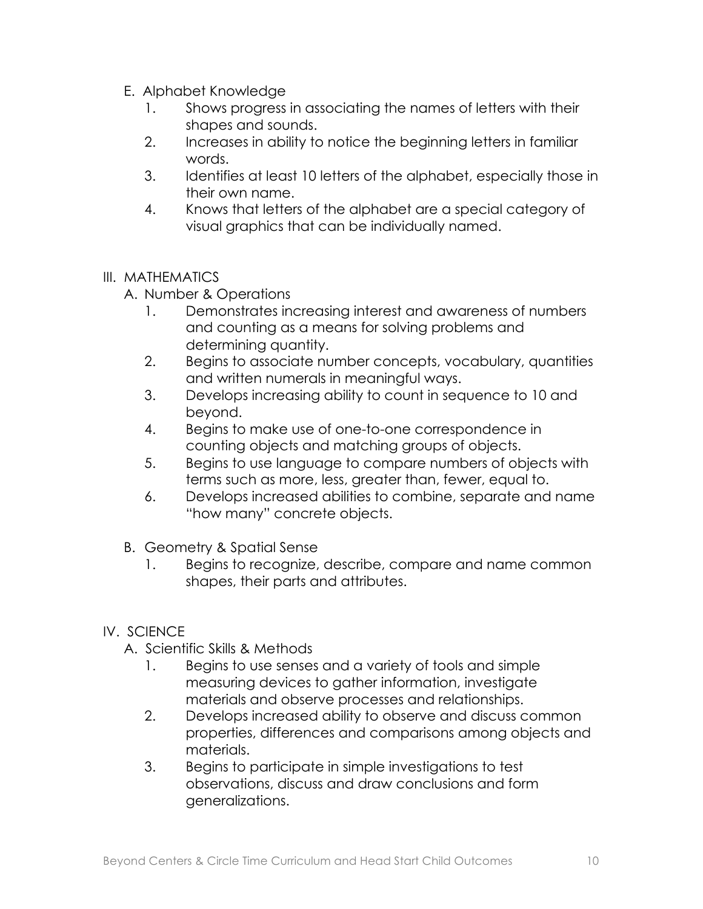E. Alphabet Knowledge
   1. Shows progress in associating the names of letters with their shapes and sounds.
   2. Increases in ability to notice the beginning letters in familiar words.
   3. Identifies at least 10 letters of the alphabet, especially those in their own name.
   4. Knows that letters of the alphabet are a special category of visual graphics that can be individually named.

III. MATHEMATICS

A. Number & Operations
   1. Demonstrates increasing interest and awareness of numbers and counting as a means for solving problems and determining quantity.
   2. Begins to associate number concepts, vocabulary, quantities and written numerals in meaningful ways.
   3. Develops increasing ability to count in sequence to 10 and beyond.
   4. Begins to make use of one-to-one correspondence in counting objects and matching groups of objects.
   5. Begins to use language to compare numbers of objects with terms such as more, less, greater than, fewer, equal to.
   6. Develops increased abilities to combine, separate and name "how many" concrete objects.

B. Geometry & Spatial Sense
   1. Begins to recognize, describe, compare and name common shapes, their parts and attributes.

IV. SCIENCE

A. Scientific Skills & Methods
   1. Begins to use senses and a variety of tools and simple measuring devices to gather information, investigate materials and observe processes and relationships.
   2. Develops increased ability to observe and discuss common properties, differences and comparisons among objects and materials.
   3. Begins to participate in simple investigations to test observations, discuss and draw conclusions and form generalizations.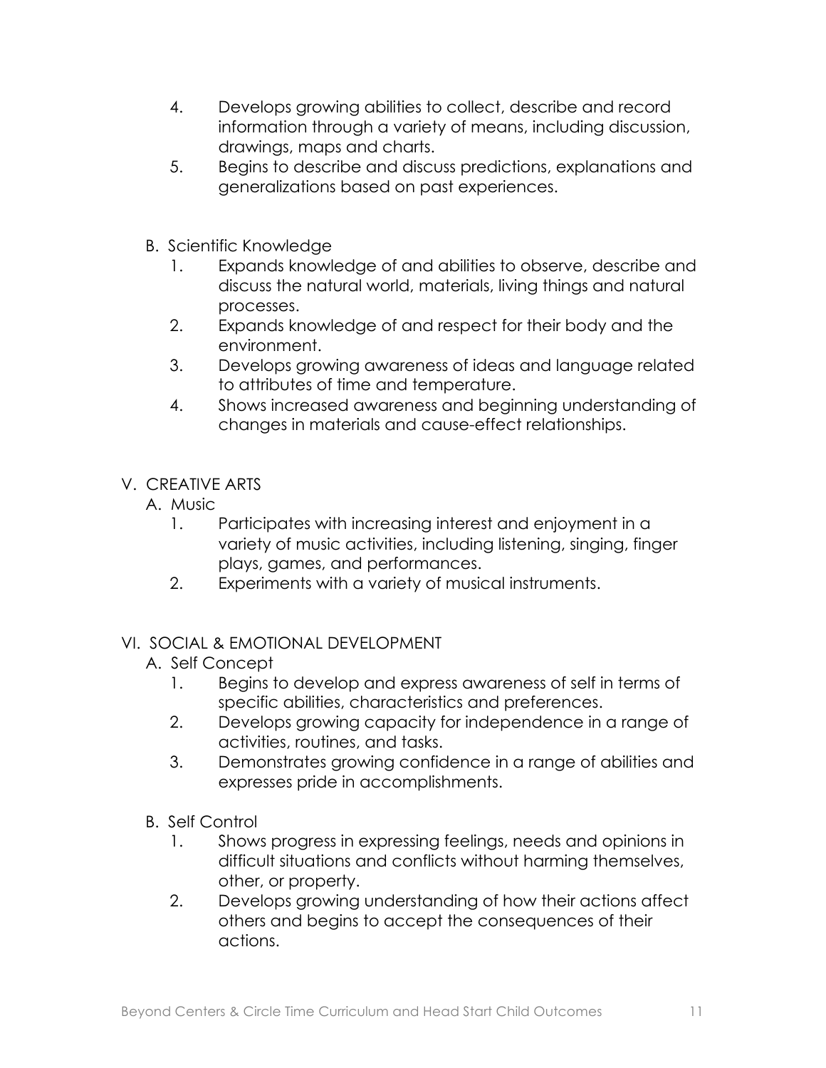4. Develops growing abilities to collect, describe and record information through a variety of means, including discussion, drawings, maps and charts.
5. Begins to describe and discuss predictions, explanations and generalizations based on past experiences.

B. Scientific Knowledge

1. Expands knowledge of and abilities to observe, describe and discuss the natural world, materials, living things and natural processes.
2. Expands knowledge of and respect for their body and the environment.
3. Develops growing awareness of ideas and language related to attributes of time and temperature.
4. Shows increased awareness and beginning understanding of changes in materials and cause-effect relationships.

## V. CREATIVE ARTS

A. Music

1. Participates with increasing interest and enjoyment in a variety of music activities, including listening, singing, finger plays, games, and performances.
2. Experiments with a variety of musical instruments.

## VI. SOCIAL & EMOTIONAL DEVELOPMENT

A. Self Concept

1. Begins to develop and express awareness of self in terms of specific abilities, characteristics and preferences.
2. Develops growing capacity for independence in a range of activities, routines, and tasks.
3. Demonstrates growing confidence in a range of abilities and expresses pride in accomplishments.

B. Self Control

1. Shows progress in expressing feelings, needs and opinions in difficult situations and conflicts without harming themselves, other, or property.
2. Develops growing understanding of how their actions affect others and begins to accept the consequences of their actions.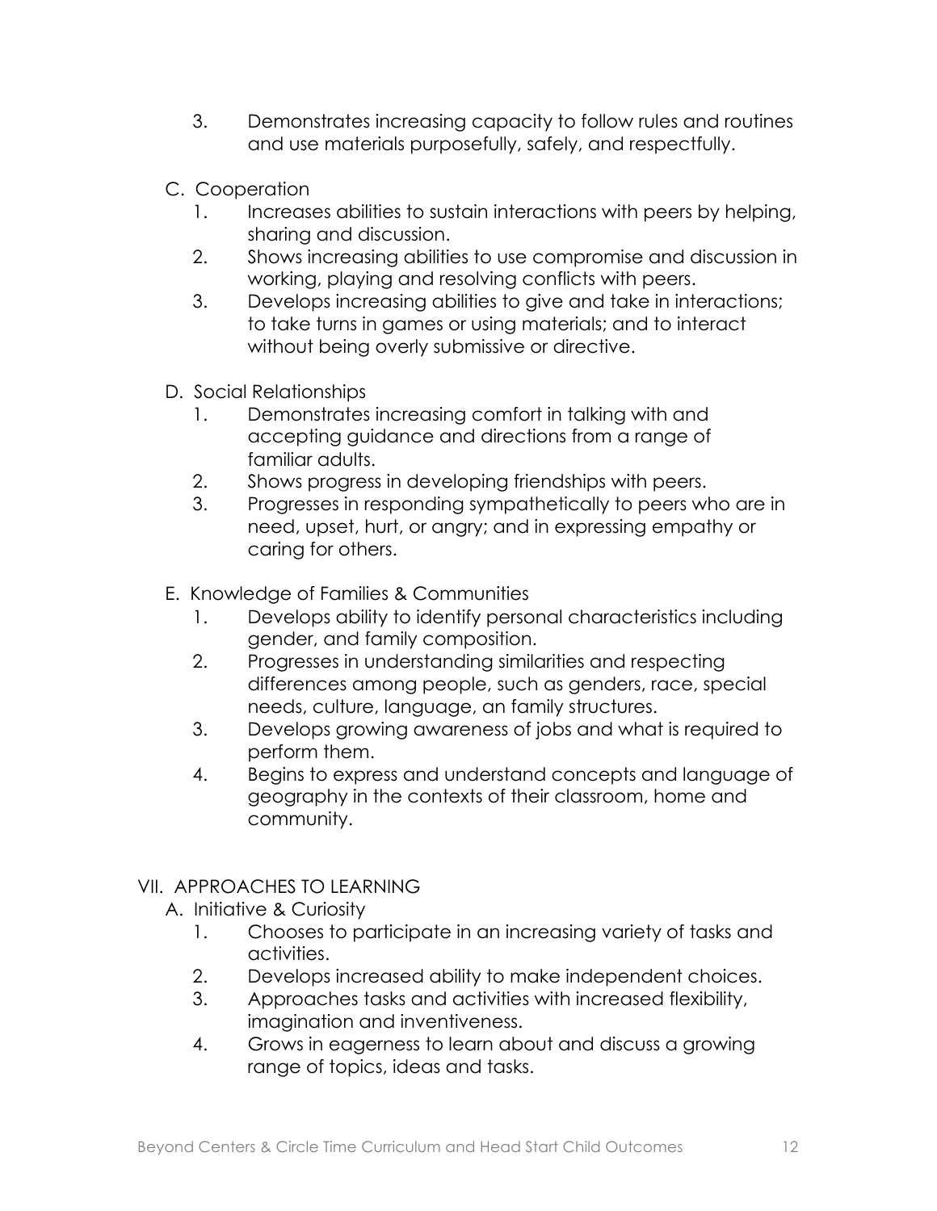3. Demonstrates increasing capacity to follow rules and routines and use materials purposefully, safely, and respectfully.

C. Cooperation

1. Increases abilities to sustain interactions with peers by helping, sharing and discussion.
2. Shows increasing abilities to use compromise and discussion in working, playing and resolving conflicts with peers.
3. Develops increasing abilities to give and take in interactions; to take turns in games or using materials; and to interact without being overly submissive or directive.

D. Social Relationships

1. Demonstrates increasing comfort in talking with and accepting guidance and directions from a range of familiar adults.
2. Shows progress in developing friendships with peers.
3. Progresses in responding sympathetically to peers who are in need, upset, hurt, or angry; and in expressing empathy or caring for others.

E. Knowledge of Families & Communities

1. Develops ability to identify personal characteristics including gender, and family composition.
2. Progresses in understanding similarities and respecting differences among people, such as genders, race, special needs, culture, language, an family structures.
3. Develops growing awareness of jobs and what is required to perform them.
4. Begins to express and understand concepts and language of geography in the contexts of their classroom, home and community.

## VII. APPROACHES TO LEARNING

A. Initiative & Curiosity

1. Chooses to participate in an increasing variety of tasks and activities.
2. Develops increased ability to make independent choices.
3. Approaches tasks and activities with increased flexibility, imagination and inventiveness.
4. Grows in eagerness to learn about and discuss a growing range of topics, ideas and tasks.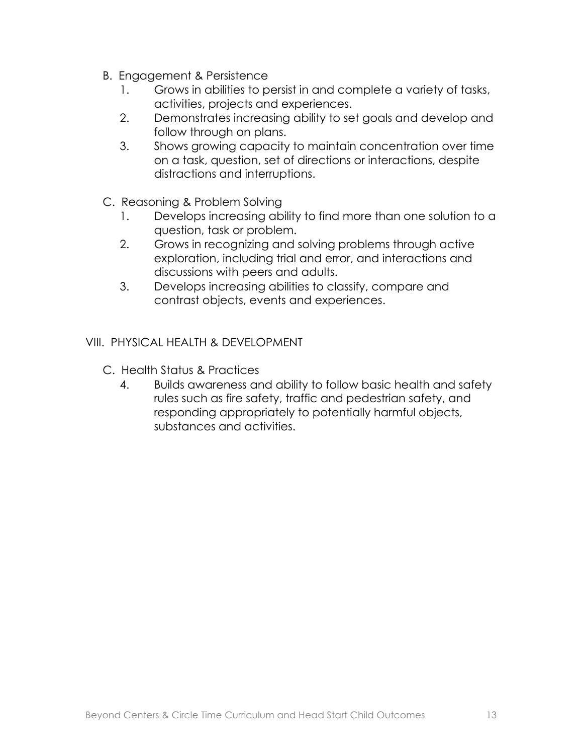B. Engagement & Persistence

1. Grows in abilities to persist in and complete a variety of tasks, activities, projects and experiences.
2. Demonstrates increasing ability to set goals and develop and follow through on plans.
3. Shows growing capacity to maintain concentration over time on a task, question, set of directions or interactions, despite distractions and interruptions.

C. Reasoning & Problem Solving

1. Develops increasing ability to find more than one solution to a question, task or problem.
2. Grows in recognizing and solving problems through active exploration, including trial and error, and interactions and discussions with peers and adults.
3. Develops increasing abilities to classify, compare and contrast objects, events and experiences.

VIII. PHYSICAL HEALTH & DEVELOPMENT

C. Health Status & Practices

4. Builds awareness and ability to follow basic health and safety rules such as fire safety, traffic and pedestrian safety, and responding appropriately to potentially harmful objects, substances and activities.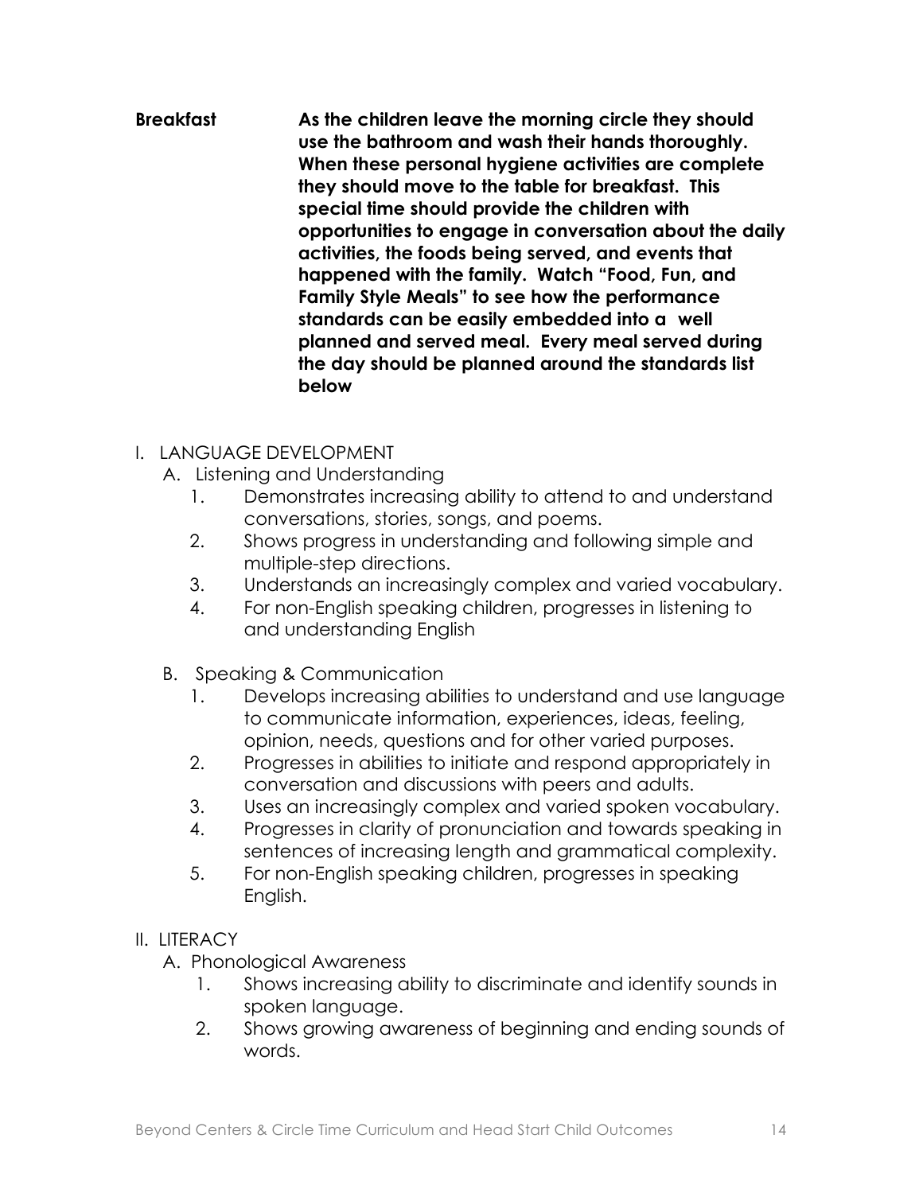**Breakfast** **As the children leave the morning circle they should use the bathroom and wash their hands thoroughly. When these personal hygiene activities are complete they should move to the table for breakfast. This special time should provide the children with opportunities to engage in conversation about the daily activities, the foods being served, and events that happened with the family. Watch "Food, Fun, and Family Style Meals" to see how the performance standards can be easily embedded into a well planned and served meal. Every meal served during the day should be planned around the standards list below**

I. LANGUAGE DEVELOPMENT
   A. Listening and Understanding
      1. Demonstrates increasing ability to attend to and understand conversations, stories, songs, and poems.
      2. Shows progress in understanding and following simple and multiple-step directions.
      3. Understands an increasingly complex and varied vocabulary.
      4. For non-English speaking children, progresses in listening to and understanding English

   B. Speaking & Communication
      1. Develops increasing abilities to understand and use language to communicate information, experiences, ideas, feeling, opinion, needs, questions and for other varied purposes.
      2. Progresses in abilities to initiate and respond appropriately in conversation and discussions with peers and adults.
      3. Uses an increasingly complex and varied spoken vocabulary.
      4. Progresses in clarity of pronunciation and towards speaking in sentences of increasing length and grammatical complexity.
      5. For non-English speaking children, progresses in speaking English.

II. LITERACY
   A. Phonological Awareness
      1. Shows increasing ability to discriminate and identify sounds in spoken language.
      2. Shows growing awareness of beginning and ending sounds of words.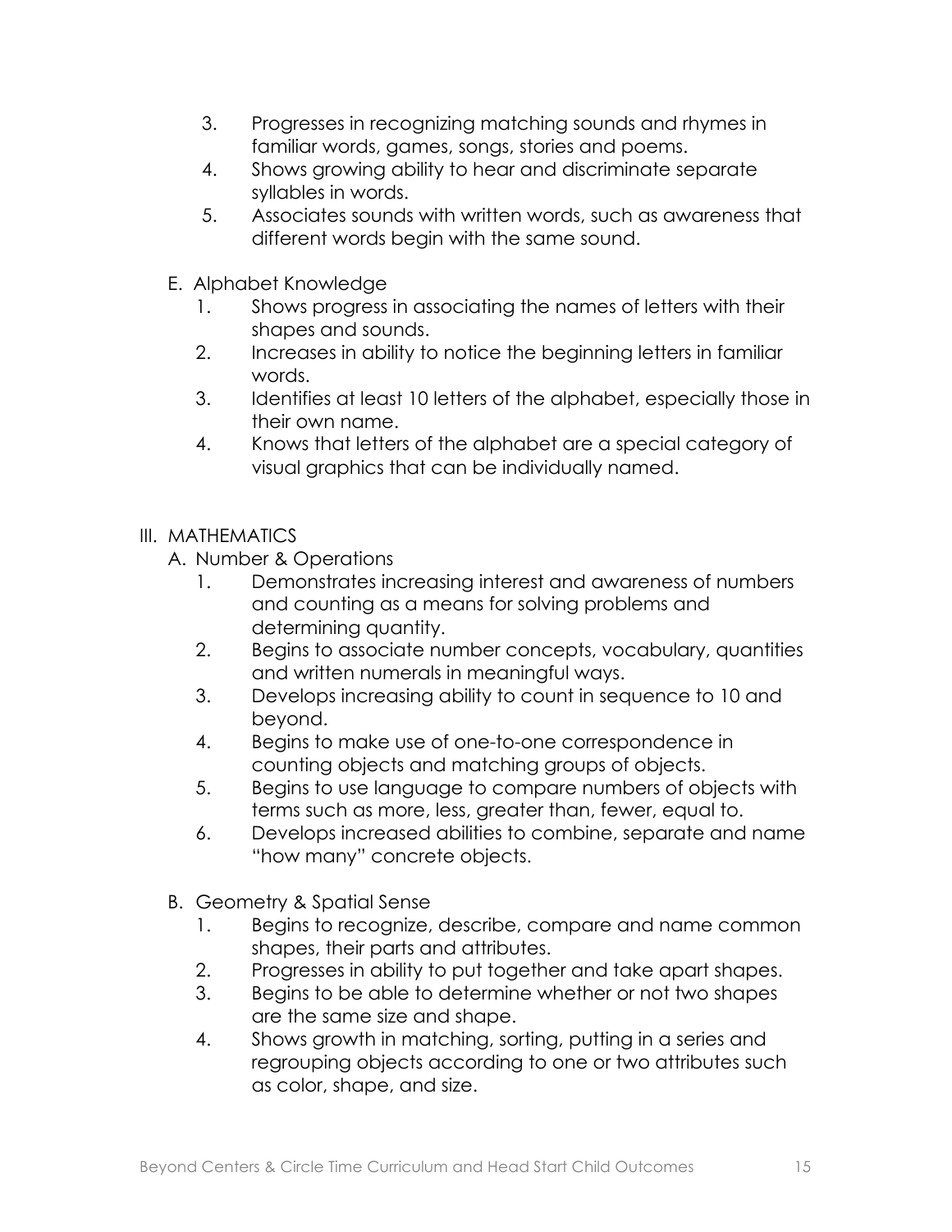3. Progresses in recognizing matching sounds and rhymes in familiar words, games, songs, stories and poems.
4. Shows growing ability to hear and discriminate separate syllables in words.
5. Associates sounds with written words, such as awareness that different words begin with the same sound.

E. Alphabet Knowledge

1. Shows progress in associating the names of letters with their shapes and sounds.
2. Increases in ability to notice the beginning letters in familiar words.
3. Identifies at least 10 letters of the alphabet, especially those in their own name.
4. Knows that letters of the alphabet are a special category of visual graphics that can be individually named.

III. MATHEMATICS

A. Number & Operations

1. Demonstrates increasing interest and awareness of numbers and counting as a means for solving problems and determining quantity.
2. Begins to associate number concepts, vocabulary, quantities and written numerals in meaningful ways.
3. Develops increasing ability to count in sequence to 10 and beyond.
4. Begins to make use of one-to-one correspondence in counting objects and matching groups of objects.
5. Begins to use language to compare numbers of objects with terms such as more, less, greater than, fewer, equal to.
6. Develops increased abilities to combine, separate and name "how many" concrete objects.

B. Geometry & Spatial Sense

1. Begins to recognize, describe, compare and name common shapes, their parts and attributes.
2. Progresses in ability to put together and take apart shapes.
3. Begins to be able to determine whether or not two shapes are the same size and shape.
4. Shows growth in matching, sorting, putting in a series and regrouping objects according to one or two attributes such as color, shape, and size.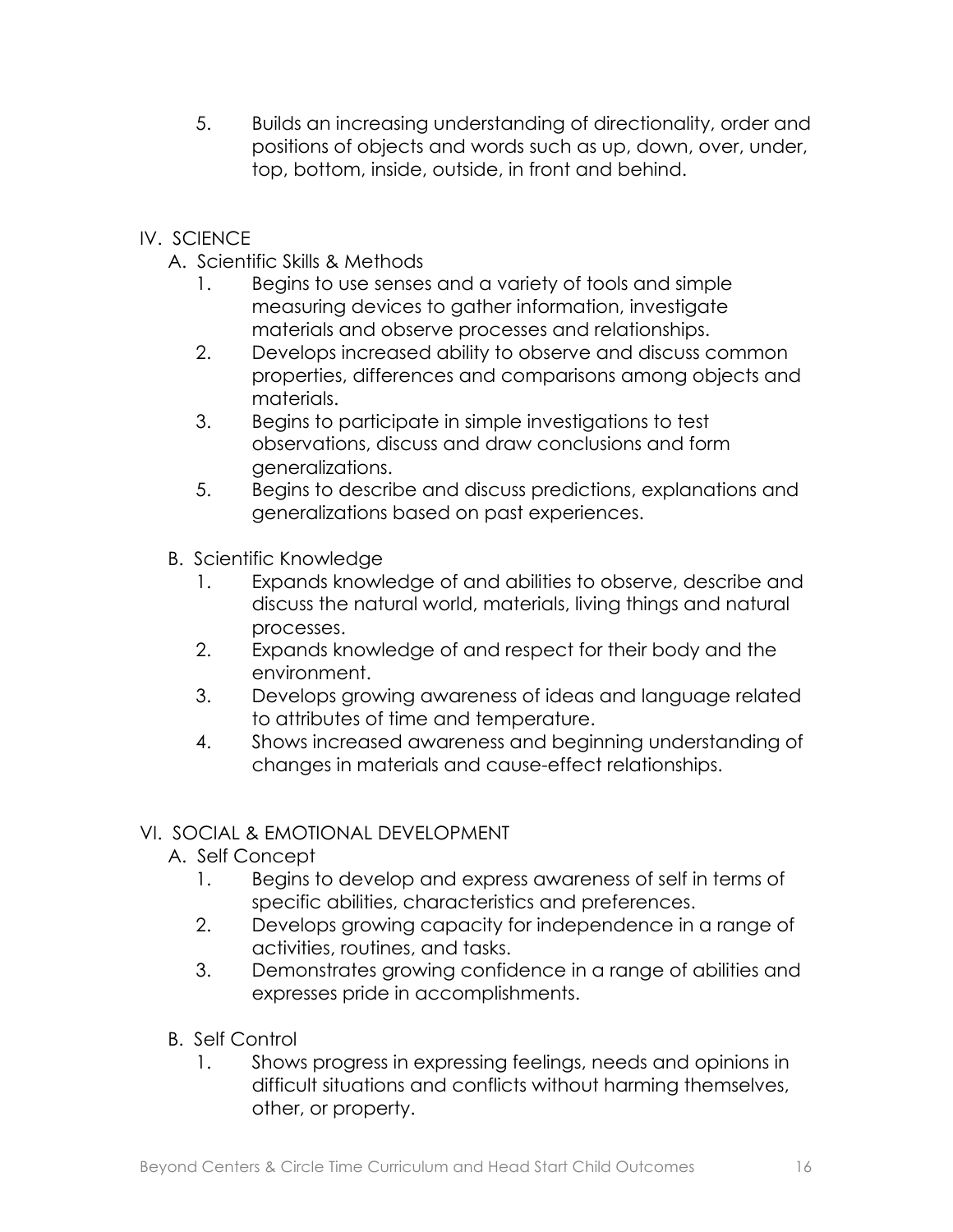5. Builds an increasing understanding of directionality, order and positions of objects and words such as up, down, over, under, top, bottom, inside, outside, in front and behind.

## IV. SCIENCE

### A. Scientific Skills & Methods

1. Begins to use senses and a variety of tools and simple measuring devices to gather information, investigate materials and observe processes and relationships.
2. Develops increased ability to observe and discuss common properties, differences and comparisons among objects and materials.
3. Begins to participate in simple investigations to test observations, discuss and draw conclusions and form generalizations.
5. Begins to describe and discuss predictions, explanations and generalizations based on past experiences.

### B. Scientific Knowledge

1. Expands knowledge of and abilities to observe, describe and discuss the natural world, materials, living things and natural processes.
2. Expands knowledge of and respect for their body and the environment.
3. Develops growing awareness of ideas and language related to attributes of time and temperature.
4. Shows increased awareness and beginning understanding of changes in materials and cause-effect relationships.

## VI. SOCIAL & EMOTIONAL DEVELOPMENT

### A. Self Concept

1. Begins to develop and express awareness of self in terms of specific abilities, characteristics and preferences.
2. Develops growing capacity for independence in a range of activities, routines, and tasks.
3. Demonstrates growing confidence in a range of abilities and expresses pride in accomplishments.

### B. Self Control

1. Shows progress in expressing feelings, needs and opinions in difficult situations and conflicts without harming themselves, other, or property.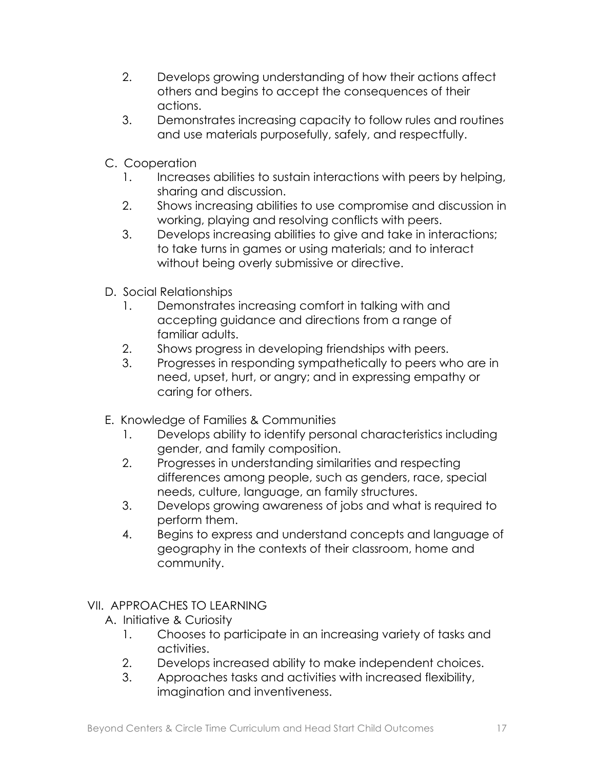2. Develops growing understanding of how their actions affect others and begins to accept the consequences of their actions.
3. Demonstrates increasing capacity to follow rules and routines and use materials purposefully, safely, and respectfully.

C. Cooperation

1. Increases abilities to sustain interactions with peers by helping, sharing and discussion.
2. Shows increasing abilities to use compromise and discussion in working, playing and resolving conflicts with peers.
3. Develops increasing abilities to give and take in interactions; to take turns in games or using materials; and to interact without being overly submissive or directive.

D. Social Relationships

1. Demonstrates increasing comfort in talking with and accepting guidance and directions from a range of familiar adults.
2. Shows progress in developing friendships with peers.
3. Progresses in responding sympathetically to peers who are in need, upset, hurt, or angry; and in expressing empathy or caring for others.

E. Knowledge of Families & Communities

1. Develops ability to identify personal characteristics including gender, and family composition.
2. Progresses in understanding similarities and respecting differences among people, such as genders, race, special needs, culture, language, an family structures.
3. Develops growing awareness of jobs and what is required to perform them.
4. Begins to express and understand concepts and language of geography in the contexts of their classroom, home and community.

VII. APPROACHES TO LEARNING

A. Initiative & Curiosity

1. Chooses to participate in an increasing variety of tasks and activities.
2. Develops increased ability to make independent choices.
3. Approaches tasks and activities with increased flexibility, imagination and inventiveness.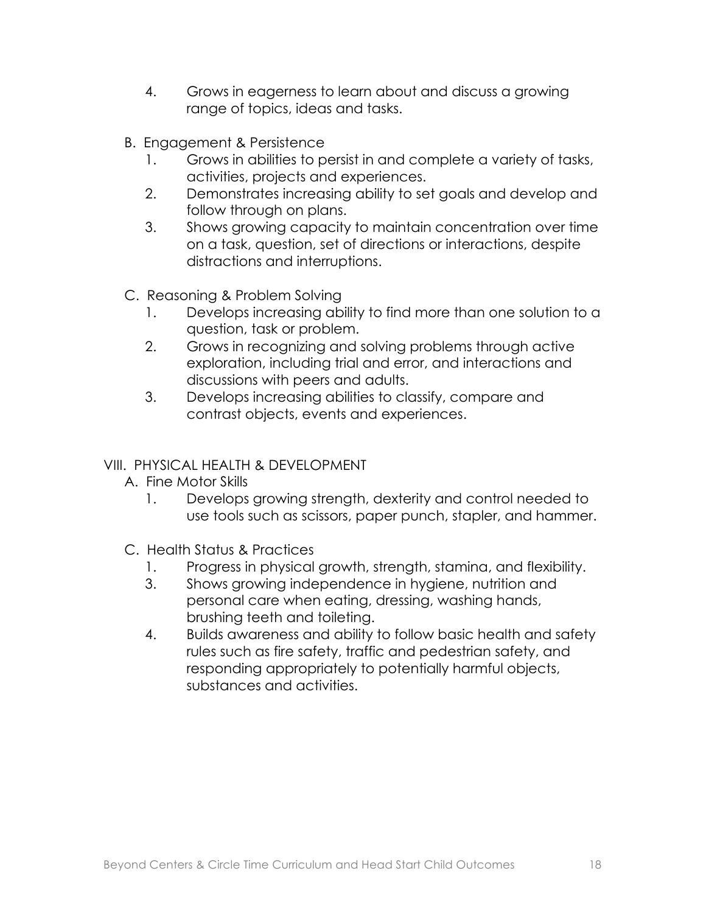4. Grows in eagerness to learn about and discuss a growing range of topics, ideas and tasks.

B. Engagement & Persistence

1. Grows in abilities to persist in and complete a variety of tasks, activities, projects and experiences.
2. Demonstrates increasing ability to set goals and develop and follow through on plans.
3. Shows growing capacity to maintain concentration over time on a task, question, set of directions or interactions, despite distractions and interruptions.

C. Reasoning & Problem Solving

1. Develops increasing ability to find more than one solution to a question, task or problem.
2. Grows in recognizing and solving problems through active exploration, including trial and error, and interactions and discussions with peers and adults.
3. Develops increasing abilities to classify, compare and contrast objects, events and experiences.

VIII. PHYSICAL HEALTH & DEVELOPMENT

A. Fine Motor Skills

1. Develops growing strength, dexterity and control needed to use tools such as scissors, paper punch, stapler, and hammer.

C. Health Status & Practices

1. Progress in physical growth, strength, stamina, and flexibility.

3. Shows growing independence in hygiene, nutrition and personal care when eating, dressing, washing hands, brushing teeth and toileting.
4. Builds awareness and ability to follow basic health and safety rules such as fire safety, traffic and pedestrian safety, and responding appropriately to potentially harmful objects, substances and activities.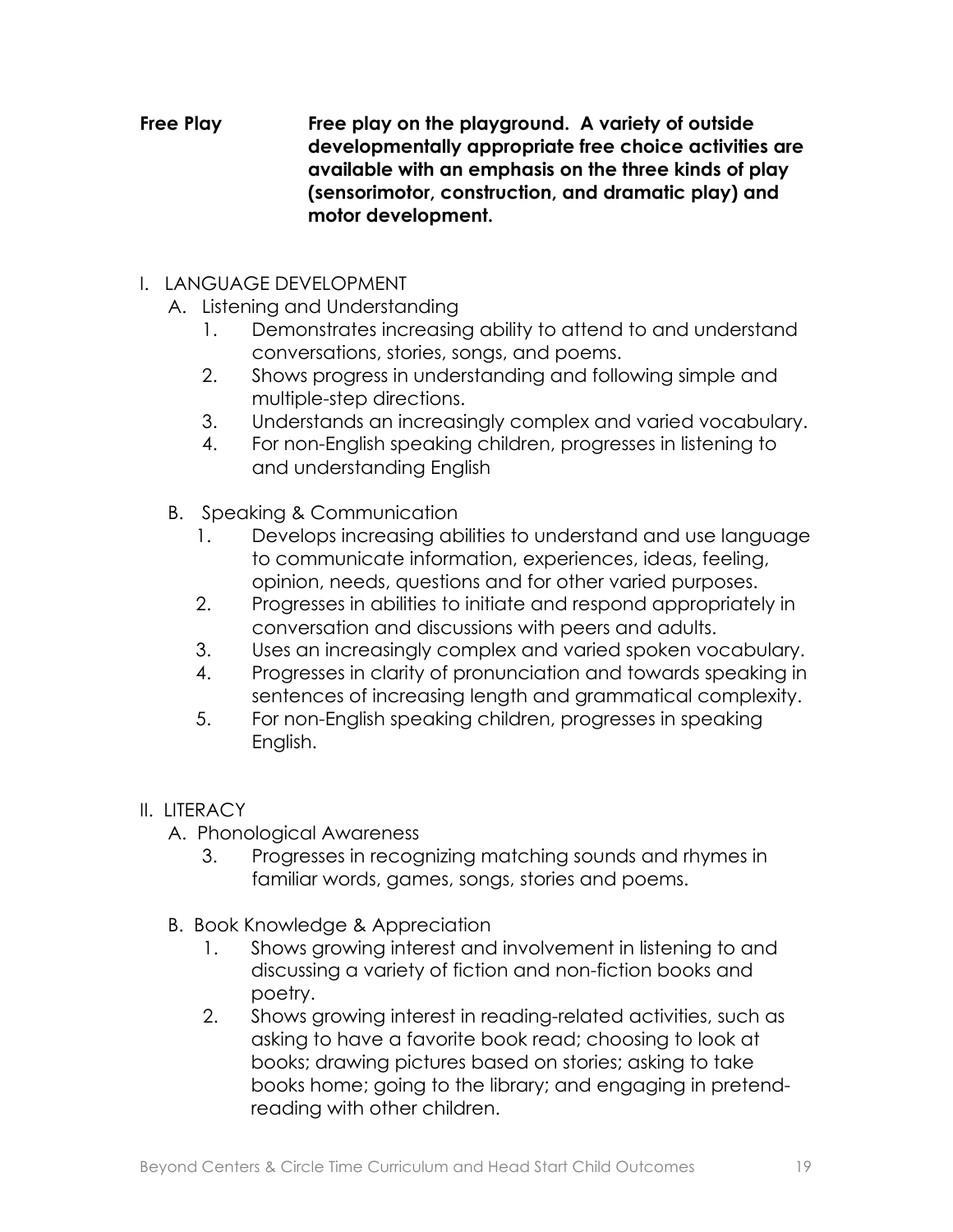**Free Play** **Free play on the playground. A variety of outside developmentally appropriate free choice activities are available with an emphasis on the three kinds of play (sensorimotor, construction, and dramatic play) and motor development.**

I. LANGUAGE DEVELOPMENT

A. Listening and Understanding

1. Demonstrates increasing ability to attend to and understand conversations, stories, songs, and poems.
2. Shows progress in understanding and following simple and multiple-step directions.
3. Understands an increasingly complex and varied vocabulary.
4. For non-English speaking children, progresses in listening to and understanding English

B. Speaking & Communication

1. Develops increasing abilities to understand and use language to communicate information, experiences, ideas, feeling, opinion, needs, questions and for other varied purposes.
2. Progresses in abilities to initiate and respond appropriately in conversation and discussions with peers and adults.
3. Uses an increasingly complex and varied spoken vocabulary.
4. Progresses in clarity of pronunciation and towards speaking in sentences of increasing length and grammatical complexity.
5. For non-English speaking children, progresses in speaking English.

II. LITERACY

A. Phonological Awareness

3. Progresses in recognizing matching sounds and rhymes in familiar words, games, songs, stories and poems.

B. Book Knowledge & Appreciation

1. Shows growing interest and involvement in listening to and discussing a variety of fiction and non-fiction books and poetry.
2. Shows growing interest in reading-related activities, such as asking to have a favorite book read; choosing to look at books; drawing pictures based on stories; asking to take books home; going to the library; and engaging in pretend-reading with other children.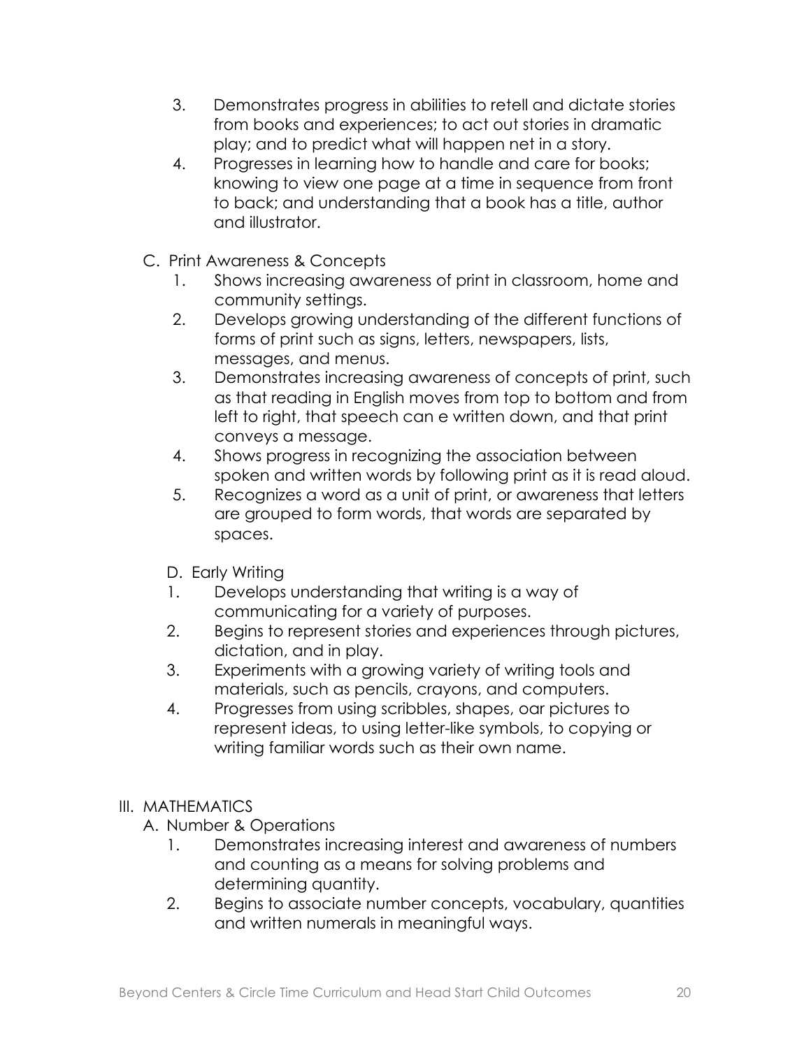3. Demonstrates progress in abilities to retell and dictate stories from books and experiences; to act out stories in dramatic play; and to predict what will happen net in a story.
4. Progresses in learning how to handle and care for books; knowing to view one page at a time in sequence from front to back; and understanding that a book has a title, author and illustrator.

C. Print Awareness & Concepts

1. Shows increasing awareness of print in classroom, home and community settings.
2. Develops growing understanding of the different functions of forms of print such as signs, letters, newspapers, lists, messages, and menus.
3. Demonstrates increasing awareness of concepts of print, such as that reading in English moves from top to bottom and from left to right, that speech can e written down, and that print conveys a message.
4. Shows progress in recognizing the association between spoken and written words by following print as it is read aloud.
5. Recognizes a word as a unit of print, or awareness that letters are grouped to form words, that words are separated by spaces.

D. Early Writing

1. Develops understanding that writing is a way of communicating for a variety of purposes.
2. Begins to represent stories and experiences through pictures, dictation, and in play.
3. Experiments with a growing variety of writing tools and materials, such as pencils, crayons, and computers.
4. Progresses from using scribbles, shapes, oar pictures to represent ideas, to using letter-like symbols, to copying or writing familiar words such as their own name.

III. MATHEMATICS

A. Number & Operations

1. Demonstrates increasing interest and awareness of numbers and counting as a means for solving problems and determining quantity.
2. Begins to associate number concepts, vocabulary, quantities and written numerals in meaningful ways.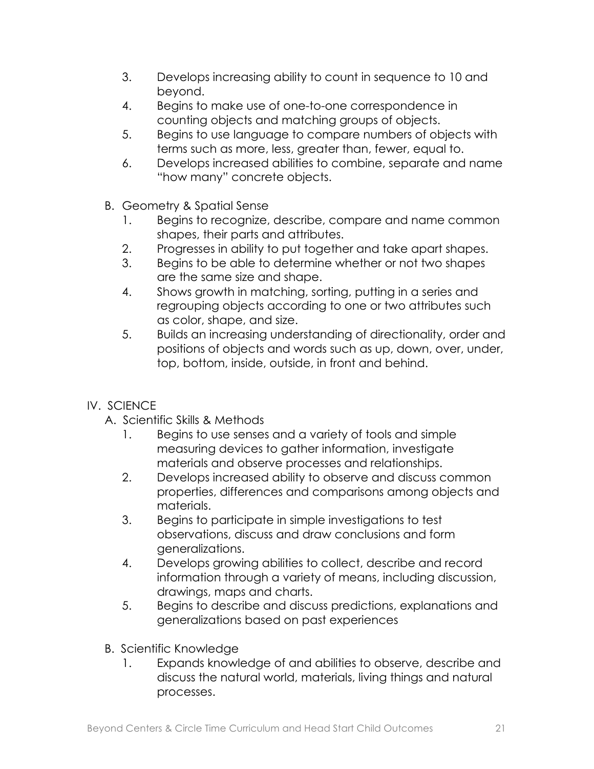3. Develops increasing ability to count in sequence to 10 and beyond.
4. Begins to make use of one-to-one correspondence in counting objects and matching groups of objects.
5. Begins to use language to compare numbers of objects with terms such as more, less, greater than, fewer, equal to.
6. Develops increased abilities to combine, separate and name "how many" concrete objects.

B. Geometry & Spatial Sense

1. Begins to recognize, describe, compare and name common shapes, their parts and attributes.
2. Progresses in ability to put together and take apart shapes.
3. Begins to be able to determine whether or not two shapes are the same size and shape.
4. Shows growth in matching, sorting, putting in a series and regrouping objects according to one or two attributes such as color, shape, and size.
5. Builds an increasing understanding of directionality, order and positions of objects and words such as up, down, over, under, top, bottom, inside, outside, in front and behind.

IV. SCIENCE

A. Scientific Skills & Methods

1. Begins to use senses and a variety of tools and simple measuring devices to gather information, investigate materials and observe processes and relationships.
2. Develops increased ability to observe and discuss common properties, differences and comparisons among objects and materials.
3. Begins to participate in simple investigations to test observations, discuss and draw conclusions and form generalizations.
4. Develops growing abilities to collect, describe and record information through a variety of means, including discussion, drawings, maps and charts.
5. Begins to describe and discuss predictions, explanations and generalizations based on past experiences

B. Scientific Knowledge

1. Expands knowledge of and abilities to observe, describe and discuss the natural world, materials, living things and natural processes.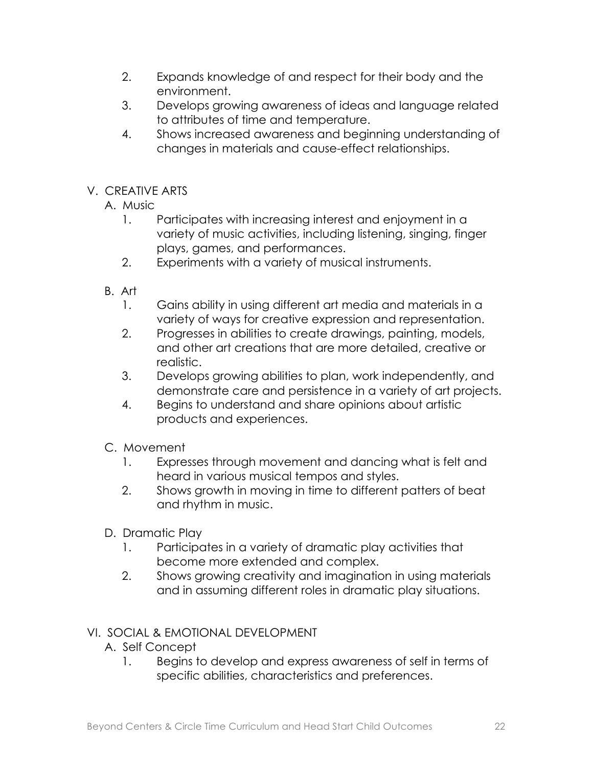2. Expands knowledge of and respect for their body and the environment.
3. Develops growing awareness of ideas and language related to attributes of time and temperature.
4. Shows increased awareness and beginning understanding of changes in materials and cause-effect relationships.

## V. CREATIVE ARTS

### A. Music

1. Participates with increasing interest and enjoyment in a variety of music activities, including listening, singing, finger plays, games, and performances.
2. Experiments with a variety of musical instruments.

### B. Art

1. Gains ability in using different art media and materials in a variety of ways for creative expression and representation.
2. Progresses in abilities to create drawings, painting, models, and other art creations that are more detailed, creative or realistic.
3. Develops growing abilities to plan, work independently, and demonstrate care and persistence in a variety of art projects.
4. Begins to understand and share opinions about artistic products and experiences.

### C. Movement

1. Expresses through movement and dancing what is felt and heard in various musical tempos and styles.
2. Shows growth in moving in time to different patters of beat and rhythm in music.

### D. Dramatic Play

1. Participates in a variety of dramatic play activities that become more extended and complex.
2. Shows growing creativity and imagination in using materials and in assuming different roles in dramatic play situations.

## VI. SOCIAL & EMOTIONAL DEVELOPMENT

### A. Self Concept

1. Begins to develop and express awareness of self in terms of specific abilities, characteristics and preferences.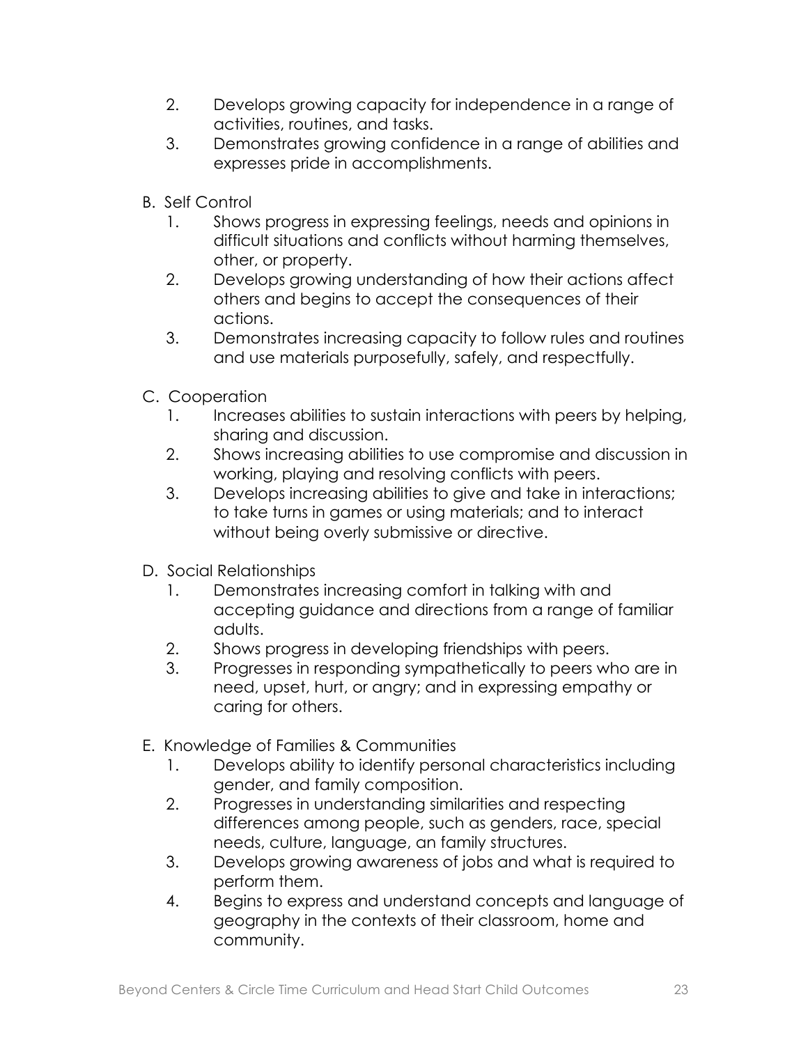2. Develops growing capacity for independence in a range of activities, routines, and tasks.
3. Demonstrates growing confidence in a range of abilities and expresses pride in accomplishments.

B. Self Control
   1. Shows progress in expressing feelings, needs and opinions in difficult situations and conflicts without harming themselves, other, or property.
   2. Develops growing understanding of how their actions affect others and begins to accept the consequences of their actions.
   3. Demonstrates increasing capacity to follow rules and routines and use materials purposefully, safely, and respectfully.

C. Cooperation
   1. Increases abilities to sustain interactions with peers by helping, sharing and discussion.
   2. Shows increasing abilities to use compromise and discussion in working, playing and resolving conflicts with peers.
   3. Develops increasing abilities to give and take in interactions; to take turns in games or using materials; and to interact without being overly submissive or directive.

D. Social Relationships
   1. Demonstrates increasing comfort in talking with and accepting guidance and directions from a range of familiar adults.
   2. Shows progress in developing friendships with peers.
   3. Progresses in responding sympathetically to peers who are in need, upset, hurt, or angry; and in expressing empathy or caring for others.

E. Knowledge of Families & Communities
   1. Develops ability to identify personal characteristics including gender, and family composition.
   2. Progresses in understanding similarities and respecting differences among people, such as genders, race, special needs, culture, language, an family structures.
   3. Develops growing awareness of jobs and what is required to perform them.
   4. Begins to express and understand concepts and language of geography in the contexts of their classroom, home and community.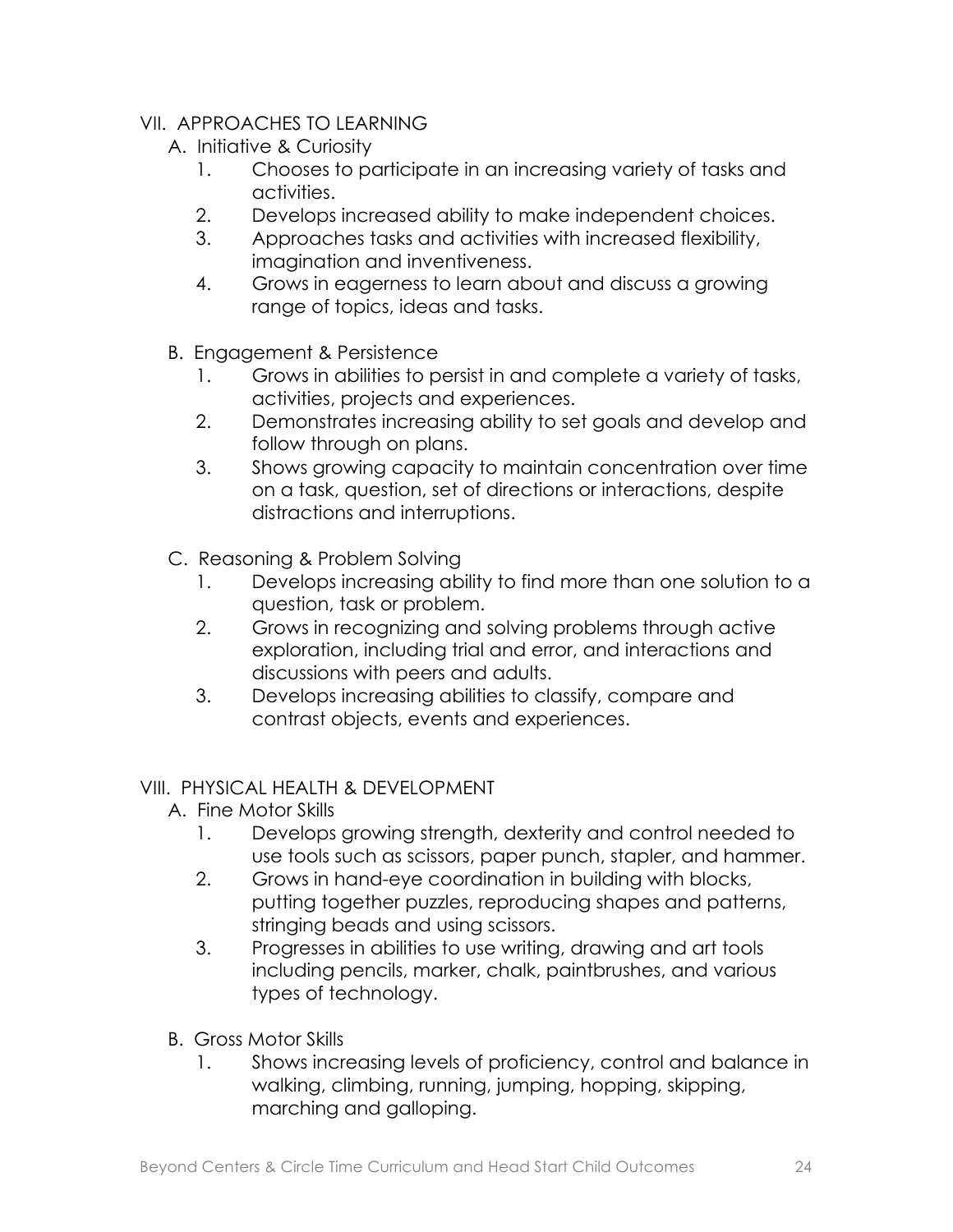## VII. APPROACHES TO LEARNING

### A. Initiative & Curiosity

1. Chooses to participate in an increasing variety of tasks and activities.
2. Develops increased ability to make independent choices.
3. Approaches tasks and activities with increased flexibility, imagination and inventiveness.
4. Grows in eagerness to learn about and discuss a growing range of topics, ideas and tasks.

### B. Engagement & Persistence

1. Grows in abilities to persist in and complete a variety of tasks, activities, projects and experiences.
2. Demonstrates increasing ability to set goals and develop and follow through on plans.
3. Shows growing capacity to maintain concentration over time on a task, question, set of directions or interactions, despite distractions and interruptions.

### C. Reasoning & Problem Solving

1. Develops increasing ability to find more than one solution to a question, task or problem.
2. Grows in recognizing and solving problems through active exploration, including trial and error, and interactions and discussions with peers and adults.
3. Develops increasing abilities to classify, compare and contrast objects, events and experiences.

## VIII. PHYSICAL HEALTH & DEVELOPMENT

### A. Fine Motor Skills

1. Develops growing strength, dexterity and control needed to use tools such as scissors, paper punch, stapler, and hammer.
2. Grows in hand-eye coordination in building with blocks, putting together puzzles, reproducing shapes and patterns, stringing beads and using scissors.
3. Progresses in abilities to use writing, drawing and art tools including pencils, marker, chalk, paintbrushes, and various types of technology.

### B. Gross Motor Skills

1. Shows increasing levels of proficiency, control and balance in walking, climbing, running, jumping, hopping, skipping, marching and galloping.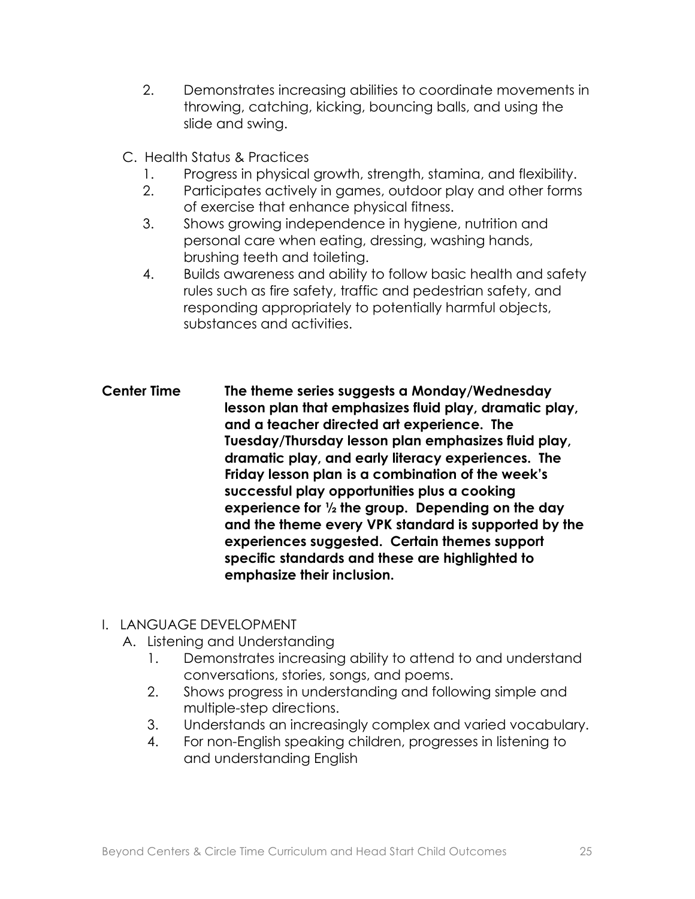2. Demonstrates increasing abilities to coordinate movements in throwing, catching, kicking, bouncing balls, and using the slide and swing.

C. Health Status & Practices

1. Progress in physical growth, strength, stamina, and flexibility.
2. Participates actively in games, outdoor play and other forms of exercise that enhance physical fitness.
3. Shows growing independence in hygiene, nutrition and personal care when eating, dressing, washing hands, brushing teeth and toileting.
4. Builds awareness and ability to follow basic health and safety rules such as fire safety, traffic and pedestrian safety, and responding appropriately to potentially harmful objects, substances and activities.

**Center Time** **The theme series suggests a Monday/Wednesday lesson plan that emphasizes fluid play, dramatic play, and a teacher directed art experience. The Tuesday/Thursday lesson plan emphasizes fluid play, dramatic play, and early literacy experiences. The Friday lesson plan is a combination of the week's successful play opportunities plus a cooking experience for ½ the group. Depending on the day and the theme every VPK standard is supported by the experiences suggested. Certain themes support specific standards and these are highlighted to emphasize their inclusion.**

I. LANGUAGE DEVELOPMENT

A. Listening and Understanding

1. Demonstrates increasing ability to attend to and understand conversations, stories, songs, and poems.
2. Shows progress in understanding and following simple and multiple-step directions.
3. Understands an increasingly complex and varied vocabulary.
4. For non-English speaking children, progresses in listening to and understanding English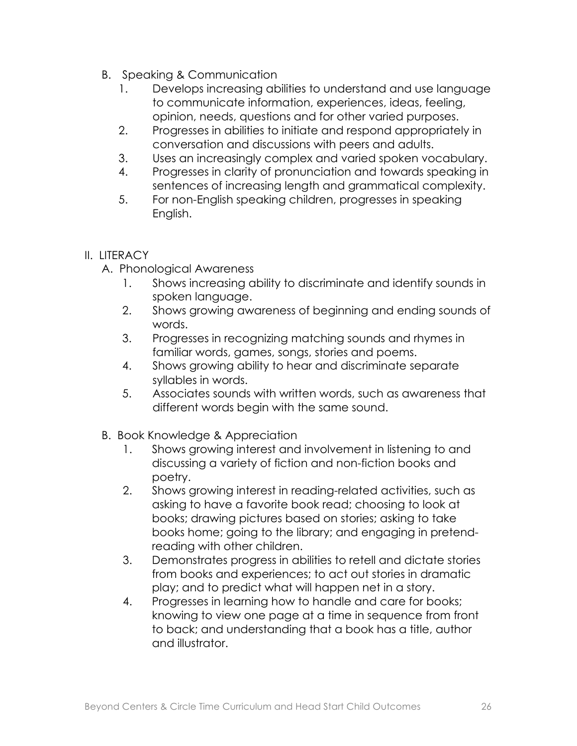B. Speaking & Communication

1. Develops increasing abilities to understand and use language to communicate information, experiences, ideas, feeling, opinion, needs, questions and for other varied purposes.
2. Progresses in abilities to initiate and respond appropriately in conversation and discussions with peers and adults.
3. Uses an increasingly complex and varied spoken vocabulary.
4. Progresses in clarity of pronunciation and towards speaking in sentences of increasing length and grammatical complexity.
5. For non-English speaking children, progresses in speaking English.

II. LITERACY

A. Phonological Awareness

1. Shows increasing ability to discriminate and identify sounds in spoken language.
2. Shows growing awareness of beginning and ending sounds of words.
3. Progresses in recognizing matching sounds and rhymes in familiar words, games, songs, stories and poems.
4. Shows growing ability to hear and discriminate separate syllables in words.
5. Associates sounds with written words, such as awareness that different words begin with the same sound.

B. Book Knowledge & Appreciation

1. Shows growing interest and involvement in listening to and discussing a variety of fiction and non-fiction books and poetry.
2. Shows growing interest in reading-related activities, such as asking to have a favorite book read; choosing to look at books; drawing pictures based on stories; asking to take books home; going to the library; and engaging in pretend-reading with other children.
3. Demonstrates progress in abilities to retell and dictate stories from books and experiences; to act out stories in dramatic play; and to predict what will happen net in a story.
4. Progresses in learning how to handle and care for books; knowing to view one page at a time in sequence from front to back; and understanding that a book has a title, author and illustrator.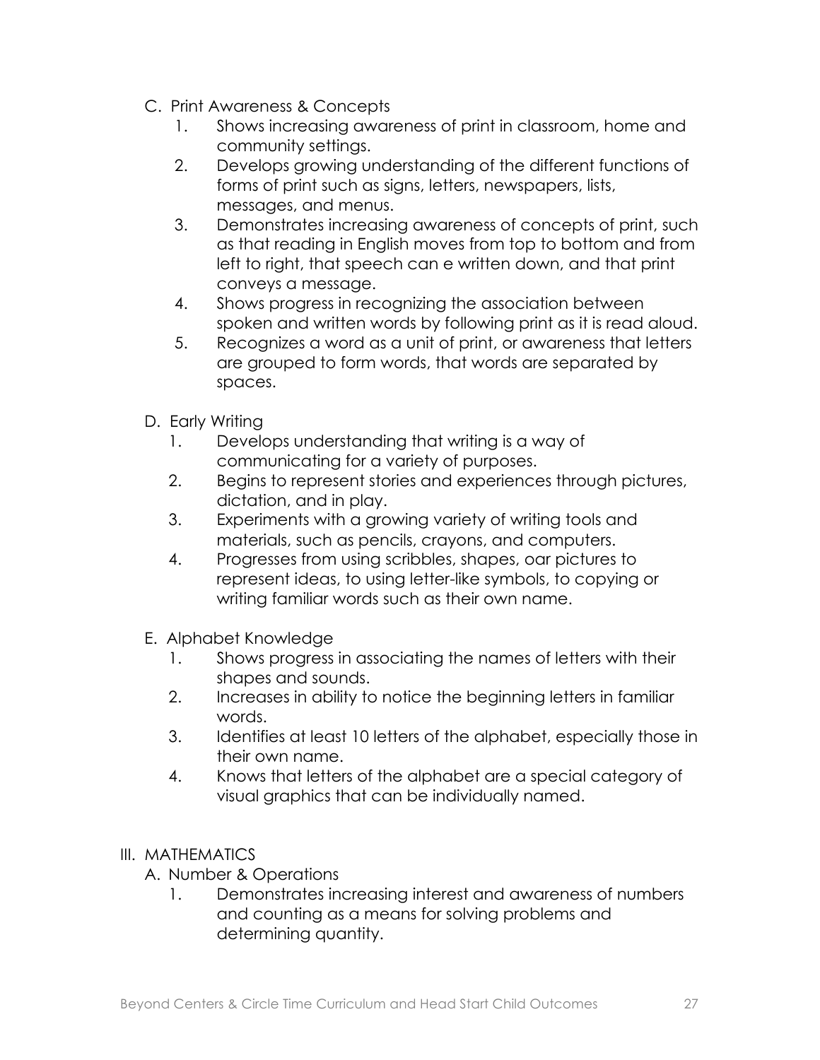C. Print Awareness & Concepts

1. Shows increasing awareness of print in classroom, home and community settings.
2. Develops growing understanding of the different functions of forms of print such as signs, letters, newspapers, lists, messages, and menus.
3. Demonstrates increasing awareness of concepts of print, such as that reading in English moves from top to bottom and from left to right, that speech can e written down, and that print conveys a message.
4. Shows progress in recognizing the association between spoken and written words by following print as it is read aloud.
5. Recognizes a word as a unit of print, or awareness that letters are grouped to form words, that words are separated by spaces.

D. Early Writing

1. Develops understanding that writing is a way of communicating for a variety of purposes.
2. Begins to represent stories and experiences through pictures, dictation, and in play.
3. Experiments with a growing variety of writing tools and materials, such as pencils, crayons, and computers.
4. Progresses from using scribbles, shapes, oar pictures to represent ideas, to using letter-like symbols, to copying or writing familiar words such as their own name.

E. Alphabet Knowledge

1. Shows progress in associating the names of letters with their shapes and sounds.
2. Increases in ability to notice the beginning letters in familiar words.
3. Identifies at least 10 letters of the alphabet, especially those in their own name.
4. Knows that letters of the alphabet are a special category of visual graphics that can be individually named.

III. MATHEMATICS

A. Number & Operations

1. Demonstrates increasing interest and awareness of numbers and counting as a means for solving problems and determining quantity.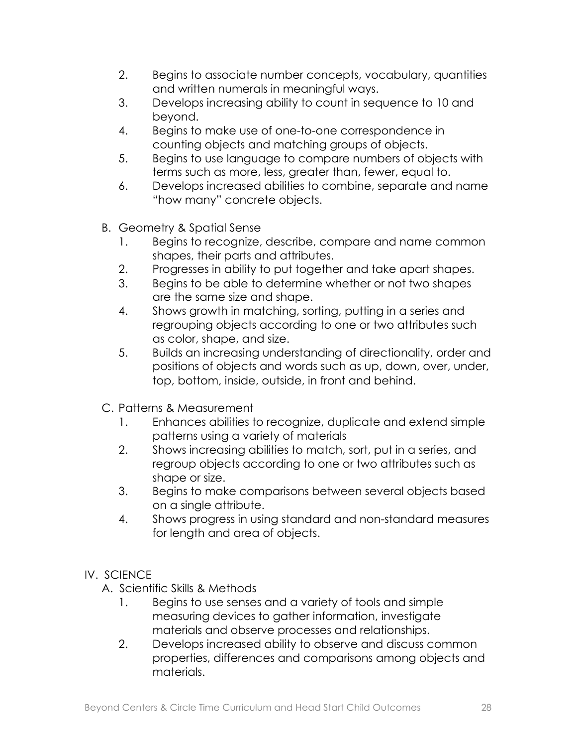2. Begins to associate number concepts, vocabulary, quantities and written numerals in meaningful ways.
3. Develops increasing ability to count in sequence to 10 and beyond.
4. Begins to make use of one-to-one correspondence in counting objects and matching groups of objects.
5. Begins to use language to compare numbers of objects with terms such as more, less, greater than, fewer, equal to.
6. Develops increased abilities to combine, separate and name "how many" concrete objects.

B. Geometry & Spatial Sense
   1. Begins to recognize, describe, compare and name common shapes, their parts and attributes.
   2. Progresses in ability to put together and take apart shapes.
   3. Begins to be able to determine whether or not two shapes are the same size and shape.
   4. Shows growth in matching, sorting, putting in a series and regrouping objects according to one or two attributes such as color, shape, and size.
   5. Builds an increasing understanding of directionality, order and positions of objects and words such as up, down, over, under, top, bottom, inside, outside, in front and behind.

C. Patterns & Measurement
   1. Enhances abilities to recognize, duplicate and extend simple patterns using a variety of materials
   2. Shows increasing abilities to match, sort, put in a series, and regroup objects according to one or two attributes such as shape or size.
   3. Begins to make comparisons between several objects based on a single attribute.
   4. Shows progress in using standard and non-standard measures for length and area of objects.

IV. SCIENCE

A. Scientific Skills & Methods
   1. Begins to use senses and a variety of tools and simple measuring devices to gather information, investigate materials and observe processes and relationships.
   2. Develops increased ability to observe and discuss common properties, differences and comparisons among objects and materials.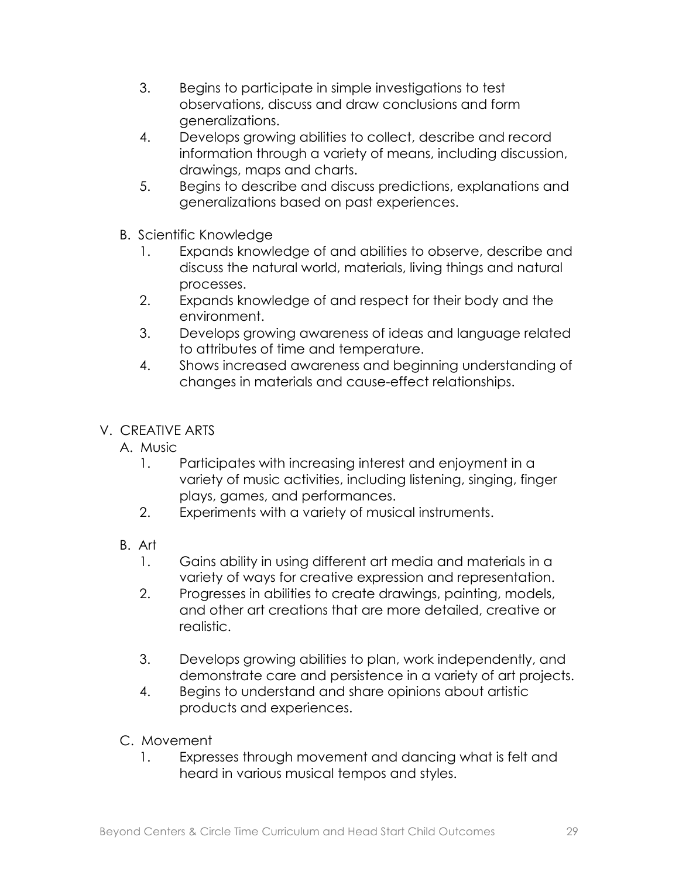3. Begins to participate in simple investigations to test observations, discuss and draw conclusions and form generalizations.
4. Develops growing abilities to collect, describe and record information through a variety of means, including discussion, drawings, maps and charts.
5. Begins to describe and discuss predictions, explanations and generalizations based on past experiences.

B. Scientific Knowledge

1. Expands knowledge of and abilities to observe, describe and discuss the natural world, materials, living things and natural processes.
2. Expands knowledge of and respect for their body and the environment.
3. Develops growing awareness of ideas and language related to attributes of time and temperature.
4. Shows increased awareness and beginning understanding of changes in materials and cause-effect relationships.

V. CREATIVE ARTS

A. Music

1. Participates with increasing interest and enjoyment in a variety of music activities, including listening, singing, finger plays, games, and performances.
2. Experiments with a variety of musical instruments.

B. Art

1. Gains ability in using different art media and materials in a variety of ways for creative expression and representation.
2. Progresses in abilities to create drawings, painting, models, and other art creations that are more detailed, creative or realistic.
3. Develops growing abilities to plan, work independently, and demonstrate care and persistence in a variety of art projects.
4. Begins to understand and share opinions about artistic products and experiences.

C. Movement

1. Expresses through movement and dancing what is felt and heard in various musical tempos and styles.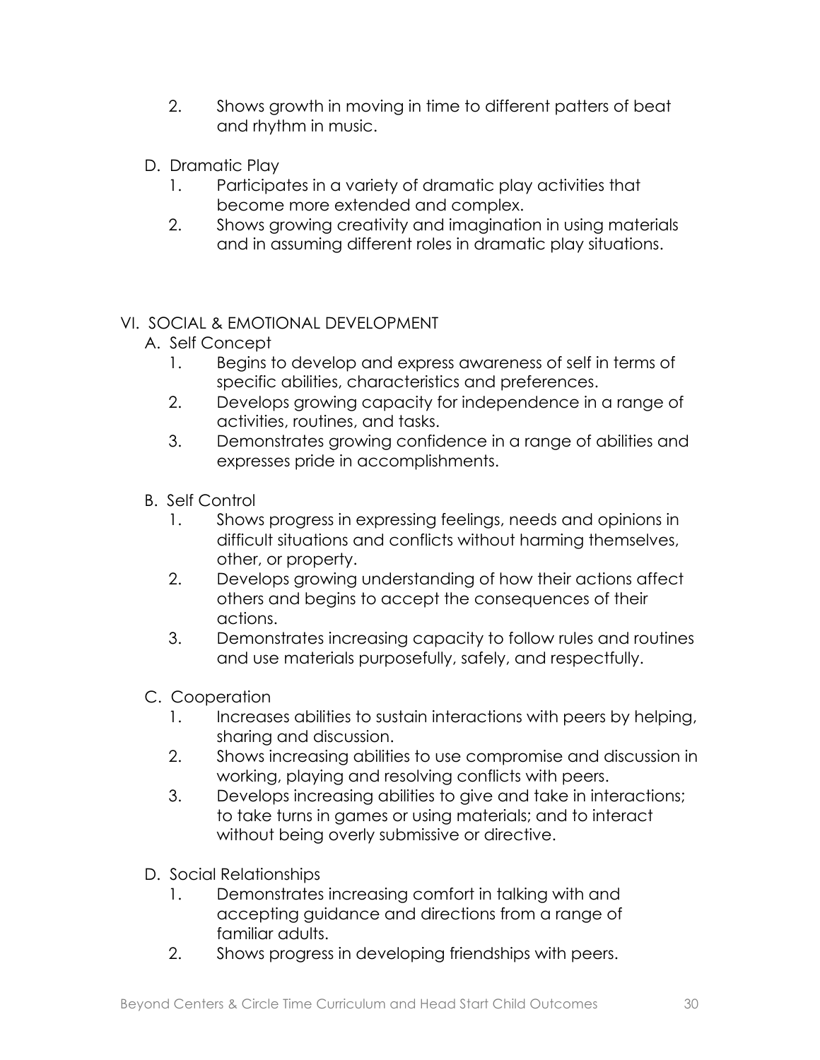2. Shows growth in moving in time to different patters of beat and rhythm in music.

D. Dramatic Play

1. Participates in a variety of dramatic play activities that become more extended and complex.
2. Shows growing creativity and imagination in using materials and in assuming different roles in dramatic play situations.

VI. SOCIAL & EMOTIONAL DEVELOPMENT

A. Self Concept

1. Begins to develop and express awareness of self in terms of specific abilities, characteristics and preferences.
2. Develops growing capacity for independence in a range of activities, routines, and tasks.
3. Demonstrates growing confidence in a range of abilities and expresses pride in accomplishments.

B. Self Control

1. Shows progress in expressing feelings, needs and opinions in difficult situations and conflicts without harming themselves, other, or property.
2. Develops growing understanding of how their actions affect others and begins to accept the consequences of their actions.
3. Demonstrates increasing capacity to follow rules and routines and use materials purposefully, safely, and respectfully.

C. Cooperation

1. Increases abilities to sustain interactions with peers by helping, sharing and discussion.
2. Shows increasing abilities to use compromise and discussion in working, playing and resolving conflicts with peers.
3. Develops increasing abilities to give and take in interactions; to take turns in games or using materials; and to interact without being overly submissive or directive.

D. Social Relationships

1. Demonstrates increasing comfort in talking with and accepting guidance and directions from a range of familiar adults.
2. Shows progress in developing friendships with peers.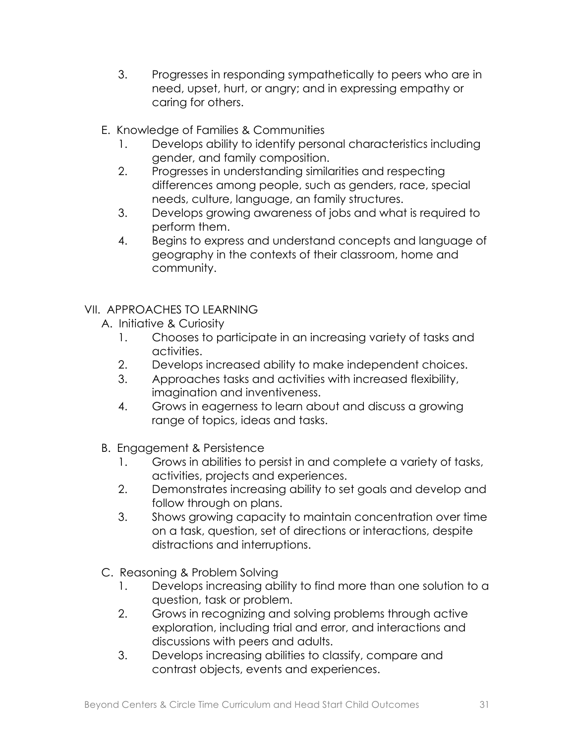3. Progresses in responding sympathetically to peers who are in need, upset, hurt, or angry; and in expressing empathy or caring for others.

E. Knowledge of Families & Communities

1. Develops ability to identify personal characteristics including gender, and family composition.
2. Progresses in understanding similarities and respecting differences among people, such as genders, race, special needs, culture, language, an family structures.
3. Develops growing awareness of jobs and what is required to perform them.
4. Begins to express and understand concepts and language of geography in the contexts of their classroom, home and community.

VII. APPROACHES TO LEARNING

A. Initiative & Curiosity

1. Chooses to participate in an increasing variety of tasks and activities.
2. Develops increased ability to make independent choices.
3. Approaches tasks and activities with increased flexibility, imagination and inventiveness.
4. Grows in eagerness to learn about and discuss a growing range of topics, ideas and tasks.

B. Engagement & Persistence

1. Grows in abilities to persist in and complete a variety of tasks, activities, projects and experiences.
2. Demonstrates increasing ability to set goals and develop and follow through on plans.
3. Shows growing capacity to maintain concentration over time on a task, question, set of directions or interactions, despite distractions and interruptions.

C. Reasoning & Problem Solving

1. Develops increasing ability to find more than one solution to a question, task or problem.
2. Grows in recognizing and solving problems through active exploration, including trial and error, and interactions and discussions with peers and adults.
3. Develops increasing abilities to classify, compare and contrast objects, events and experiences.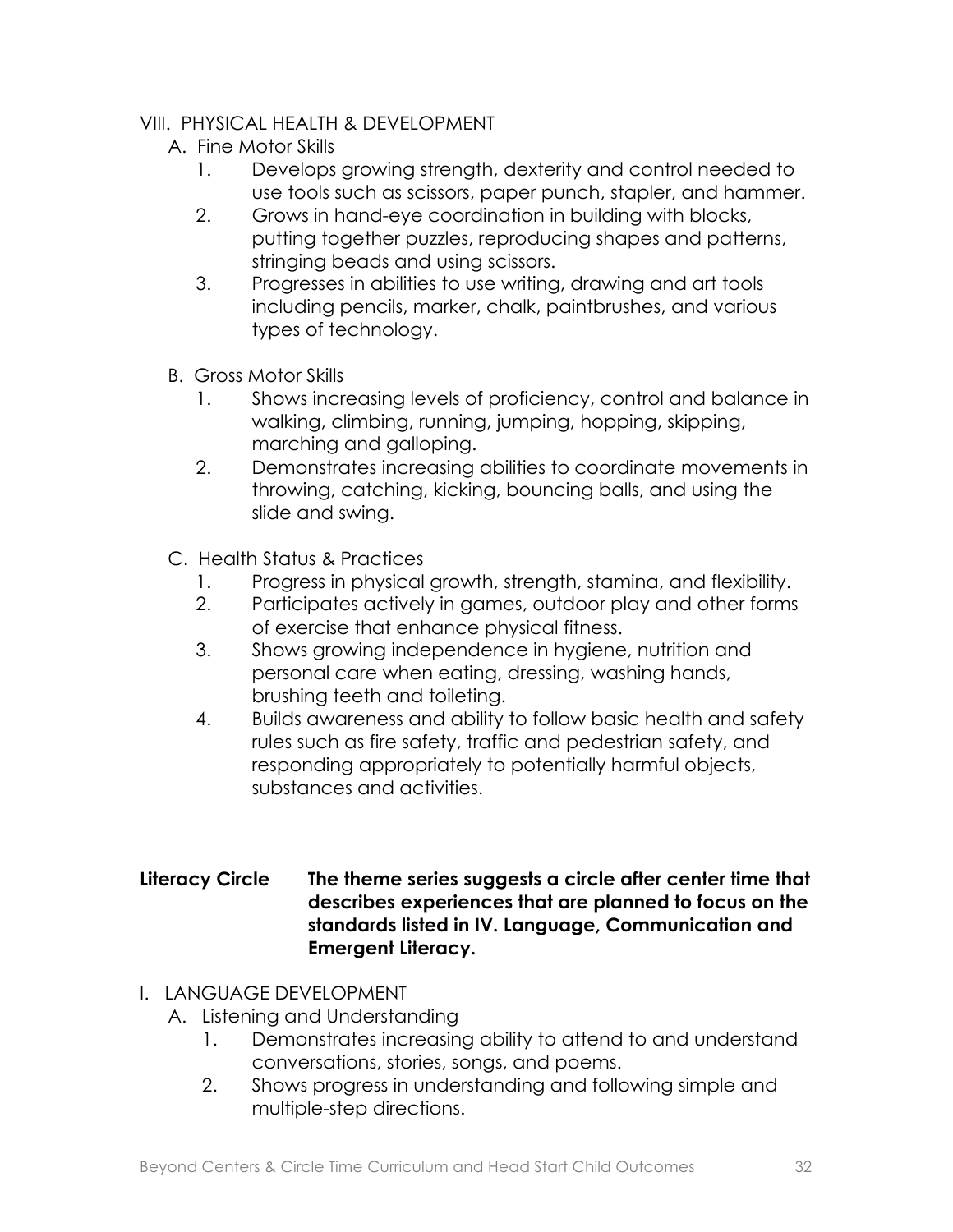VIII. PHYSICAL HEALTH & DEVELOPMENT

A. Fine Motor Skills

1. Develops growing strength, dexterity and control needed to use tools such as scissors, paper punch, stapler, and hammer.
2. Grows in hand-eye coordination in building with blocks, putting together puzzles, reproducing shapes and patterns, stringing beads and using scissors.
3. Progresses in abilities to use writing, drawing and art tools including pencils, marker, chalk, paintbrushes, and various types of technology.

B. Gross Motor Skills

1. Shows increasing levels of proficiency, control and balance in walking, climbing, running, jumping, hopping, skipping, marching and galloping.
2. Demonstrates increasing abilities to coordinate movements in throwing, catching, kicking, bouncing balls, and using the slide and swing.

C. Health Status & Practices

1. Progress in physical growth, strength, stamina, and flexibility.
2. Participates actively in games, outdoor play and other forms of exercise that enhance physical fitness.
3. Shows growing independence in hygiene, nutrition and personal care when eating, dressing, washing hands, brushing teeth and toileting.
4. Builds awareness and ability to follow basic health and safety rules such as fire safety, traffic and pedestrian safety, and responding appropriately to potentially harmful objects, substances and activities.

**Literacy Circle** **The theme series suggests a circle after center time that describes experiences that are planned to focus on the standards listed in IV. Language, Communication and Emergent Literacy.**

I. LANGUAGE DEVELOPMENT

A. Listening and Understanding

1. Demonstrates increasing ability to attend to and understand conversations, stories, songs, and poems.
2. Shows progress in understanding and following simple and multiple-step directions.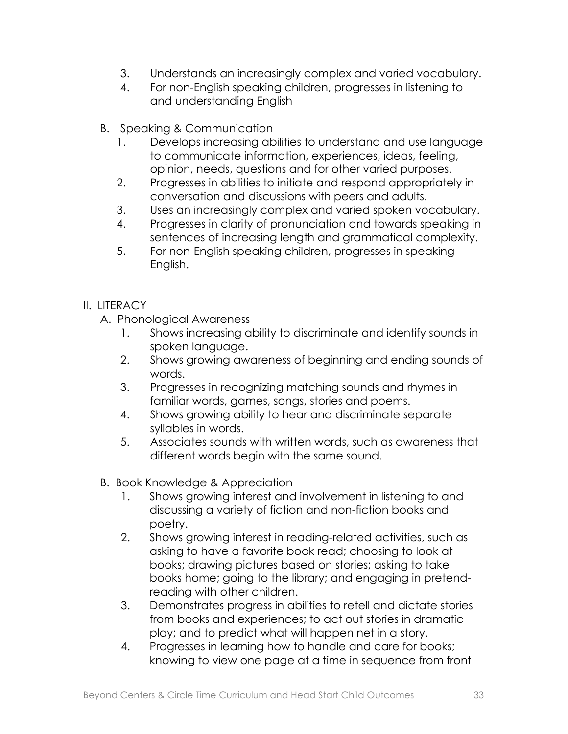3. Understands an increasingly complex and varied vocabulary.
4. For non-English speaking children, progresses in listening to and understanding English

B. Speaking & Communication

1. Develops increasing abilities to understand and use language to communicate information, experiences, ideas, feeling, opinion, needs, questions and for other varied purposes.
2. Progresses in abilities to initiate and respond appropriately in conversation and discussions with peers and adults.
3. Uses an increasingly complex and varied spoken vocabulary.
4. Progresses in clarity of pronunciation and towards speaking in sentences of increasing length and grammatical complexity.
5. For non-English speaking children, progresses in speaking English.

II. LITERACY

A. Phonological Awareness

1. Shows increasing ability to discriminate and identify sounds in spoken language.
2. Shows growing awareness of beginning and ending sounds of words.
3. Progresses in recognizing matching sounds and rhymes in familiar words, games, songs, stories and poems.
4. Shows growing ability to hear and discriminate separate syllables in words.
5. Associates sounds with written words, such as awareness that different words begin with the same sound.

B. Book Knowledge & Appreciation

1. Shows growing interest and involvement in listening to and discussing a variety of fiction and non-fiction books and poetry.
2. Shows growing interest in reading-related activities, such as asking to have a favorite book read; choosing to look at books; drawing pictures based on stories; asking to take books home; going to the library; and engaging in pretend-reading with other children.
3. Demonstrates progress in abilities to retell and dictate stories from books and experiences; to act out stories in dramatic play; and to predict what will happen net in a story.
4. Progresses in learning how to handle and care for books; knowing to view one page at a time in sequence from front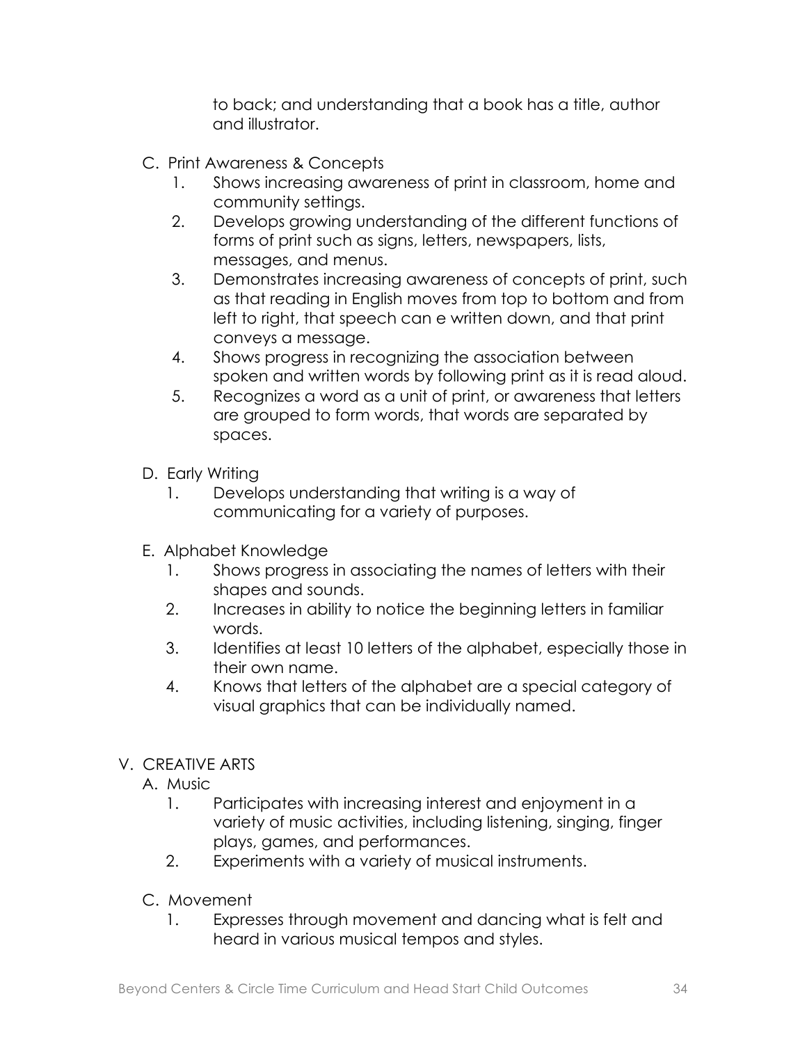to back; and understanding that a book has a title, author and illustrator.

C. Print Awareness & Concepts

1. Shows increasing awareness of print in classroom, home and community settings.
2. Develops growing understanding of the different functions of forms of print such as signs, letters, newspapers, lists, messages, and menus.
3. Demonstrates increasing awareness of concepts of print, such as that reading in English moves from top to bottom and from left to right, that speech can e written down, and that print conveys a message.
4. Shows progress in recognizing the association between spoken and written words by following print as it is read aloud.
5. Recognizes a word as a unit of print, or awareness that letters are grouped to form words, that words are separated by spaces.

D. Early Writing

1. Develops understanding that writing is a way of communicating for a variety of purposes.

E. Alphabet Knowledge

1. Shows progress in associating the names of letters with their shapes and sounds.
2. Increases in ability to notice the beginning letters in familiar words.
3. Identifies at least 10 letters of the alphabet, especially those in their own name.
4. Knows that letters of the alphabet are a special category of visual graphics that can be individually named.

V. CREATIVE ARTS

A. Music

1. Participates with increasing interest and enjoyment in a variety of music activities, including listening, singing, finger plays, games, and performances.
2. Experiments with a variety of musical instruments.

C. Movement

1. Expresses through movement and dancing what is felt and heard in various musical tempos and styles.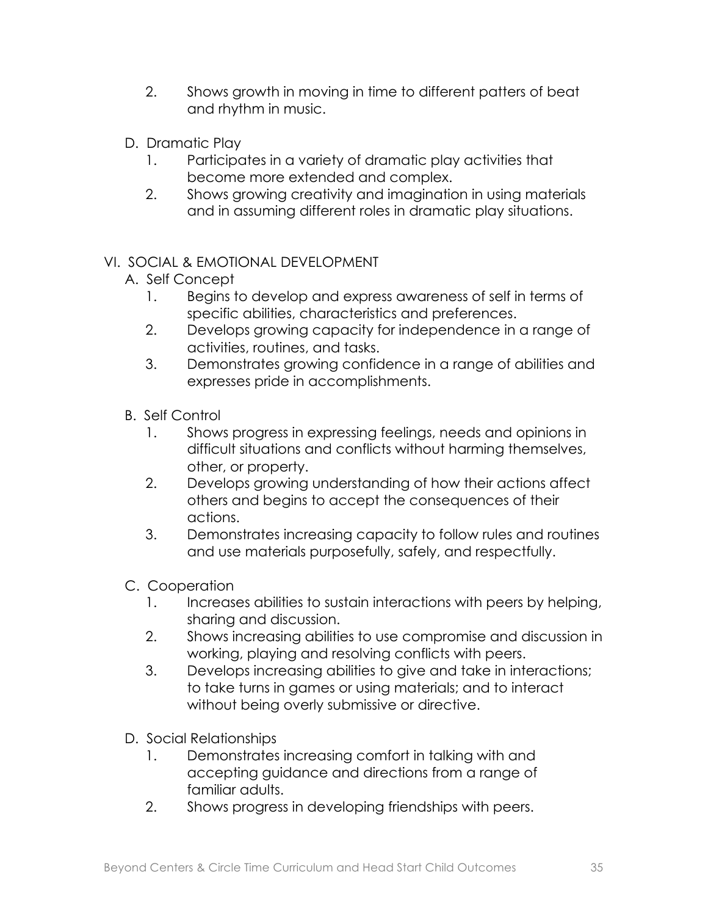2. Shows growth in moving in time to different patters of beat and rhythm in music.

D. Dramatic Play

1. Participates in a variety of dramatic play activities that become more extended and complex.
2. Shows growing creativity and imagination in using materials and in assuming different roles in dramatic play situations.

VI. SOCIAL & EMOTIONAL DEVELOPMENT

A. Self Concept

1. Begins to develop and express awareness of self in terms of specific abilities, characteristics and preferences.
2. Develops growing capacity for independence in a range of activities, routines, and tasks.
3. Demonstrates growing confidence in a range of abilities and expresses pride in accomplishments.

B. Self Control

1. Shows progress in expressing feelings, needs and opinions in difficult situations and conflicts without harming themselves, other, or property.
2. Develops growing understanding of how their actions affect others and begins to accept the consequences of their actions.
3. Demonstrates increasing capacity to follow rules and routines and use materials purposefully, safely, and respectfully.

C. Cooperation

1. Increases abilities to sustain interactions with peers by helping, sharing and discussion.
2. Shows increasing abilities to use compromise and discussion in working, playing and resolving conflicts with peers.
3. Develops increasing abilities to give and take in interactions; to take turns in games or using materials; and to interact without being overly submissive or directive.

D. Social Relationships

1. Demonstrates increasing comfort in talking with and accepting guidance and directions from a range of familiar adults.
2. Shows progress in developing friendships with peers.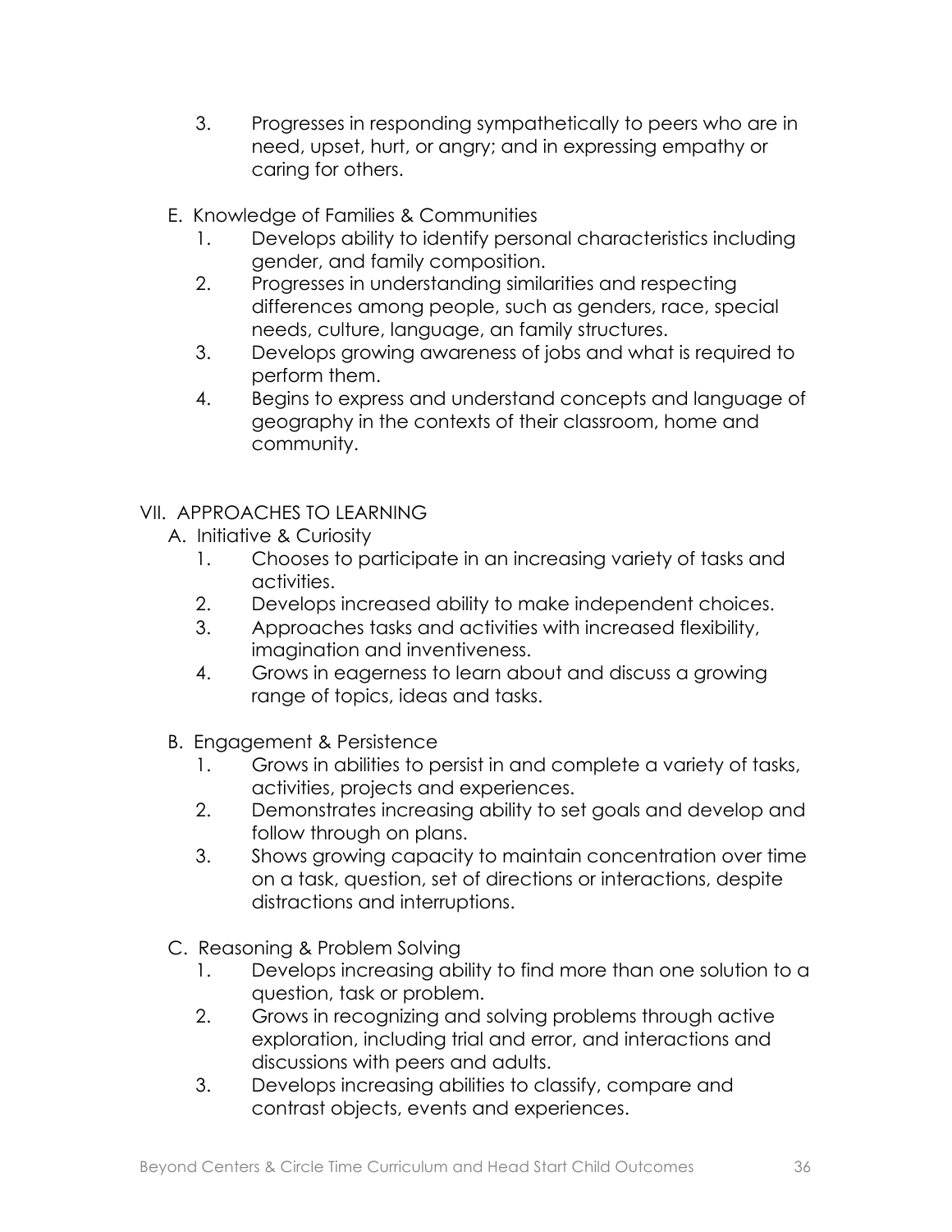3. Progresses in responding sympathetically to peers who are in need, upset, hurt, or angry; and in expressing empathy or caring for others.

E. Knowledge of Families & Communities

1. Develops ability to identify personal characteristics including gender, and family composition.
2. Progresses in understanding similarities and respecting differences among people, such as genders, race, special needs, culture, language, an family structures.
3. Develops growing awareness of jobs and what is required to perform them.
4. Begins to express and understand concepts and language of geography in the contexts of their classroom, home and community.

VII. APPROACHES TO LEARNING

A. Initiative & Curiosity

1. Chooses to participate in an increasing variety of tasks and activities.
2. Develops increased ability to make independent choices.
3. Approaches tasks and activities with increased flexibility, imagination and inventiveness.
4. Grows in eagerness to learn about and discuss a growing range of topics, ideas and tasks.

B. Engagement & Persistence

1. Grows in abilities to persist in and complete a variety of tasks, activities, projects and experiences.
2. Demonstrates increasing ability to set goals and develop and follow through on plans.
3. Shows growing capacity to maintain concentration over time on a task, question, set of directions or interactions, despite distractions and interruptions.

C. Reasoning & Problem Solving

1. Develops increasing ability to find more than one solution to a question, task or problem.
2. Grows in recognizing and solving problems through active exploration, including trial and error, and interactions and discussions with peers and adults.
3. Develops increasing abilities to classify, compare and contrast objects, events and experiences.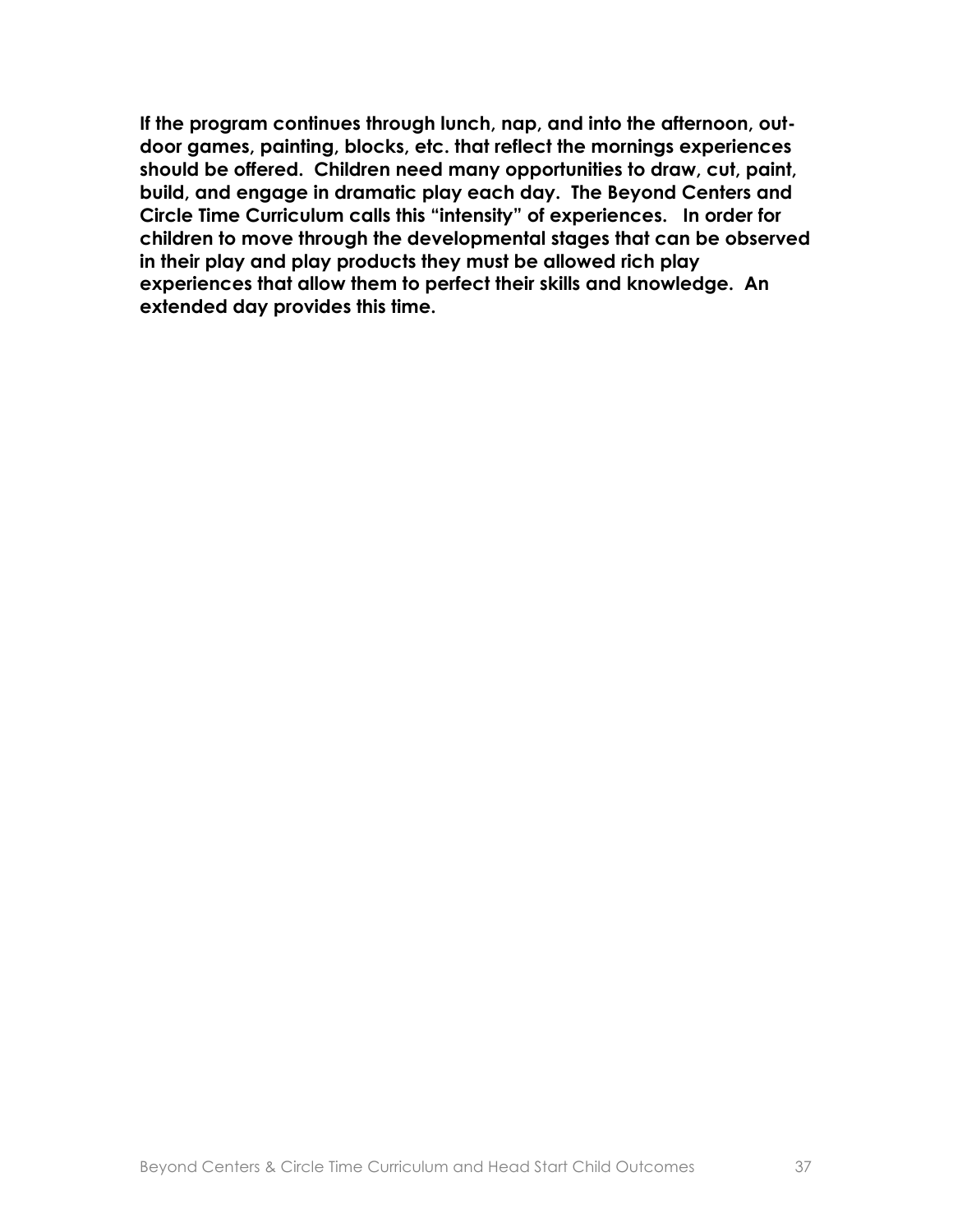**If the program continues through lunch, nap, and into the afternoon, out-door games, painting, blocks, etc. that reflect the mornings experiences should be offered. Children need many opportunities to draw, cut, paint, build, and engage in dramatic play each day. The Beyond Centers and Circle Time Curriculum calls this "intensity" of experiences. In order for children to move through the developmental stages that can be observed in their play and play products they must be allowed rich play experiences that allow them to perfect their skills and knowledge. An extended day provides this time.**